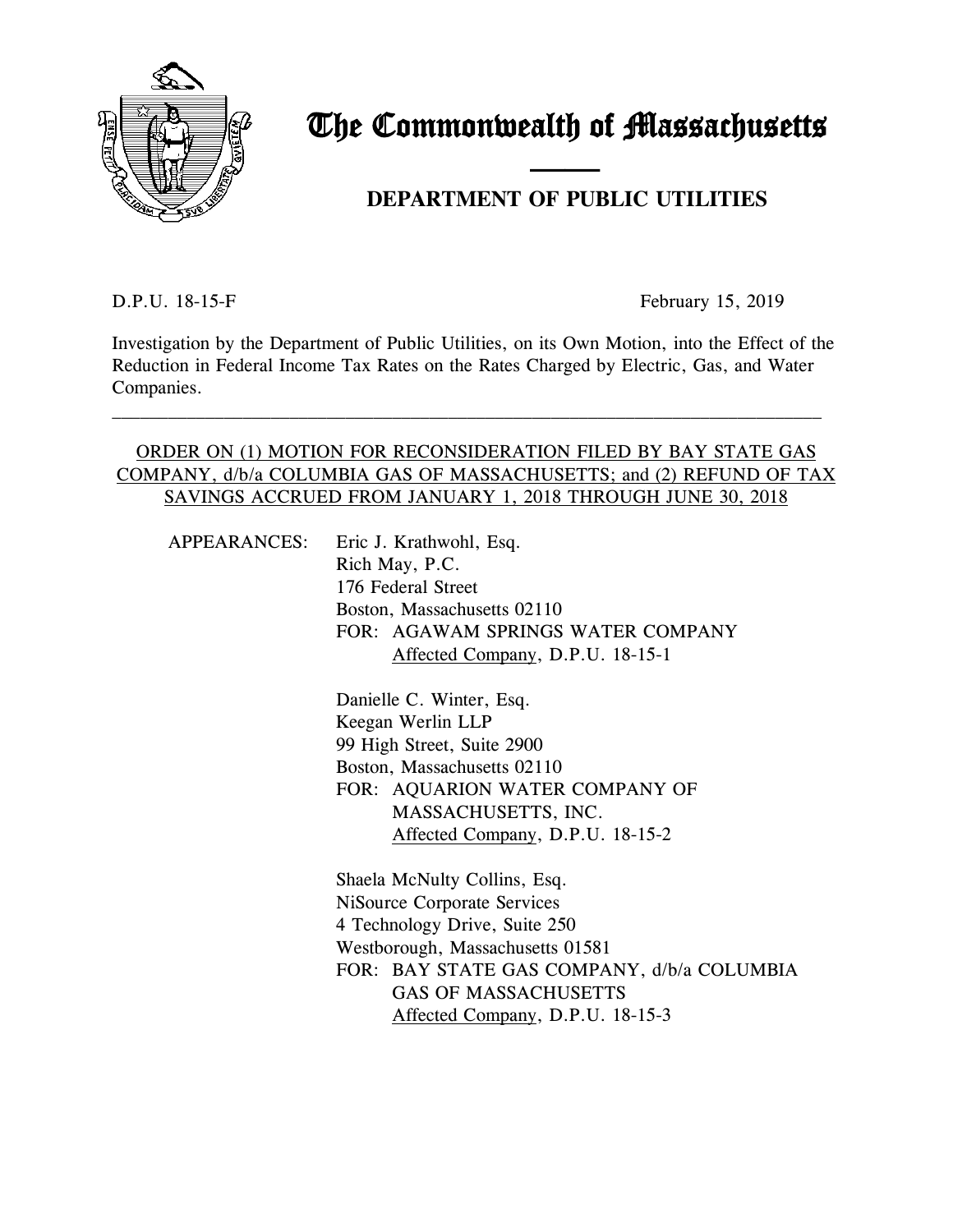# The Commonwealth of Massachusetts

## DEPARTMENT OF PUBLIC UTILITIES

D.P.U. 18-15-F February 15, 2019

Investigation by the Department of Public Utilities, on its Own Motion, into the Effect of the Reduction in Federal Income Tax Rates on the Rates Charged by Electric, Gas, and Water Companies.

---

ORDER ON (1) MOTION FOR RECONSIDERATION FILED BY BAY STATE GAS COMPANY, d/b/a COLUMBIA GAS OF MASSACHUSETTS; and (2) REFUND OF TAX SAVINGS ACCRUED FROM JANUARY 1, 2018 THROUGH JUNE 30, 2018

APPEARANCES: Eric J. Krathwohl, Esq.
Rich May, P.C.
176 Federal Street
Boston, Massachusetts 02110
FOR: AGAWAM SPRINGS WATER COMPANY
Affected Company, D.P.U. 18-15-1

Danielle C. Winter, Esq.
Keegan Werlin LLP
99 High Street, Suite 2900
Boston, Massachusetts 02110
FOR: AQUARION WATER COMPANY OF MASSACHUSETTS, INC.
Affected Company, D.P.U. 18-15-2

Shaela McNulty Collins, Esq.
NiSource Corporate Services
4 Technology Drive, Suite 250
Westborough, Massachusetts 01581
FOR: BAY STATE GAS COMPANY, d/b/a COLUMBIA GAS OF MASSACHUSETTS
Affected Company, D.P.U. 18-15-3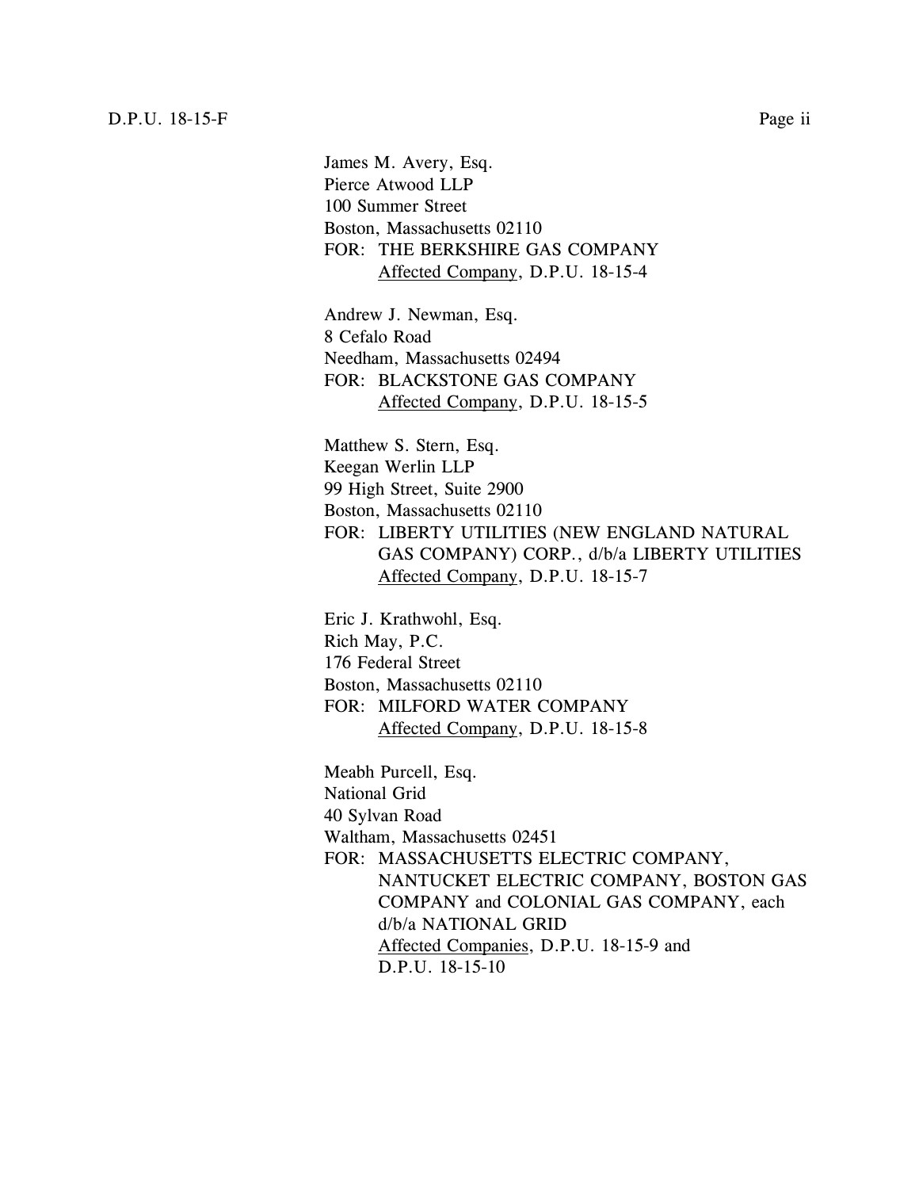James M. Avery, Esq.
Pierce Atwood LLP
100 Summer Street
Boston, Massachusetts 02110
FOR: THE BERKSHIRE GAS COMPANY
Affected Company, D.P.U. 18-15-4

Andrew J. Newman, Esq.
8 Cefalo Road
Needham, Massachusetts 02494
FOR: BLACKSTONE GAS COMPANY
Affected Company, D.P.U. 18-15-5

Matthew S. Stern, Esq.
Keegan Werlin LLP
99 High Street, Suite 2900
Boston, Massachusetts 02110
FOR: LIBERTY UTILITIES (NEW ENGLAND NATURAL GAS COMPANY) CORP., d/b/a LIBERTY UTILITIES
Affected Company, D.P.U. 18-15-7

Eric J. Krathwohl, Esq.
Rich May, P.C.
176 Federal Street
Boston, Massachusetts 02110
FOR: MILFORD WATER COMPANY
Affected Company, D.P.U. 18-15-8

Meabh Purcell, Esq.
National Grid
40 Sylvan Road
Waltham, Massachusetts 02451
FOR: MASSACHUSETTS ELECTRIC COMPANY, NANTUCKET ELECTRIC COMPANY, BOSTON GAS COMPANY and COLONIAL GAS COMPANY, each d/b/a NATIONAL GRID
Affected Companies, D.P.U. 18-15-9 and D.P.U. 18-15-10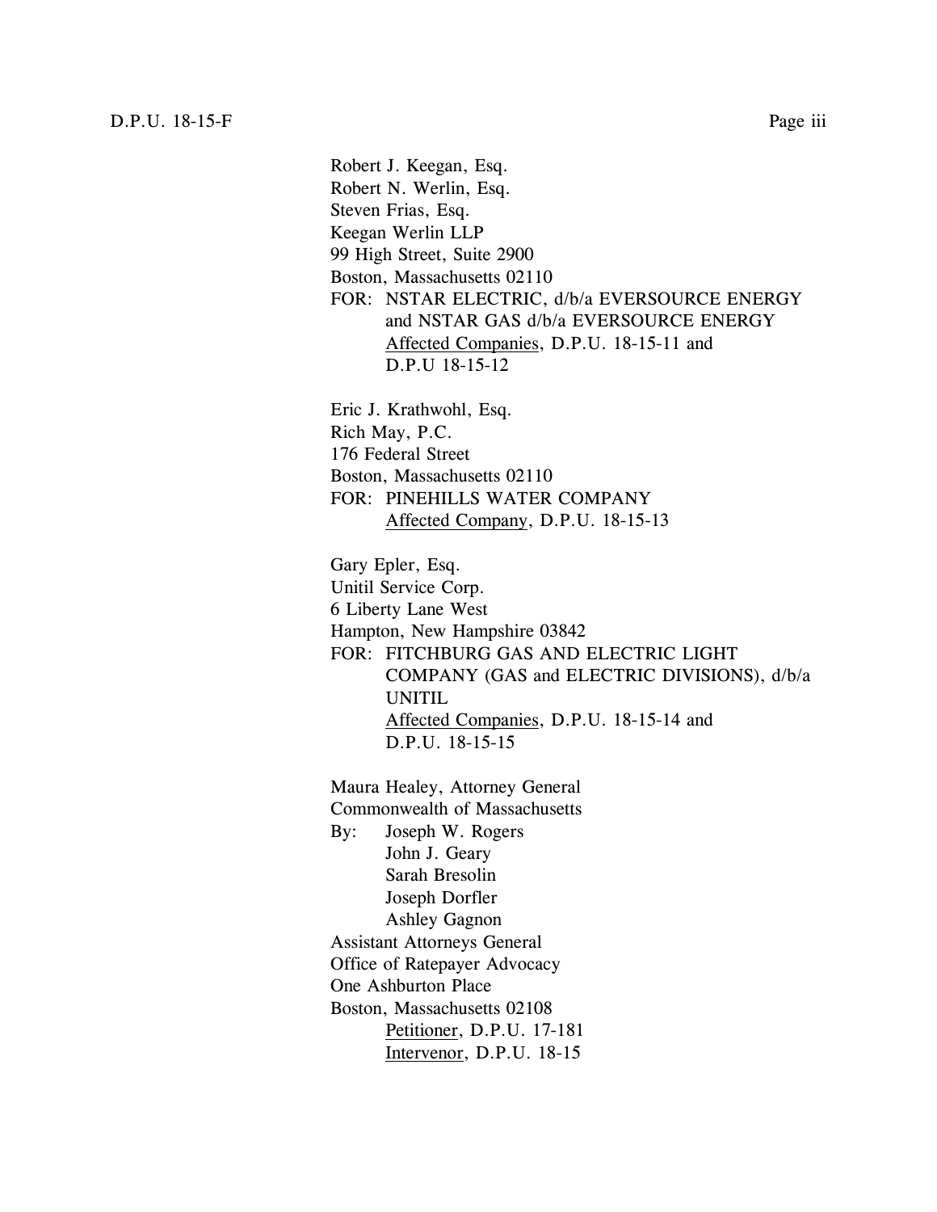Robert J. Keegan, Esq.
Robert N. Werlin, Esq.
Steven Frias, Esq.
Keegan Werlin LLP
99 High Street, Suite 2900
Boston, Massachusetts 02110
FOR: NSTAR ELECTRIC, d/b/a EVERSOURCE ENERGY and NSTAR GAS d/b/a EVERSOURCE ENERGY
Affected Companies, D.P.U. 18-15-11 and D.P.U 18-15-12

Eric J. Krathwohl, Esq.
Rich May, P.C.
176 Federal Street
Boston, Massachusetts 02110
FOR: PINEHILLS WATER COMPANY
Affected Company, D.P.U. 18-15-13

Gary Epler, Esq.
Unitil Service Corp.
6 Liberty Lane West
Hampton, New Hampshire 03842
FOR: FITCHBURG GAS AND ELECTRIC LIGHT COMPANY (GAS and ELECTRIC DIVISIONS), d/b/a UNITIL
Affected Companies, D.P.U. 18-15-14 and D.P.U. 18-15-15

Maura Healey, Attorney General
Commonwealth of Massachusetts
By: Joseph W. Rogers
John J. Geary
Sarah Bresolin
Joseph Dorfler
Ashley Gagnon
Assistant Attorneys General
Office of Ratepayer Advocacy
One Ashburton Place
Boston, Massachusetts 02108
Petitioner, D.P.U. 17-181
Intervenor, D.P.U. 18-15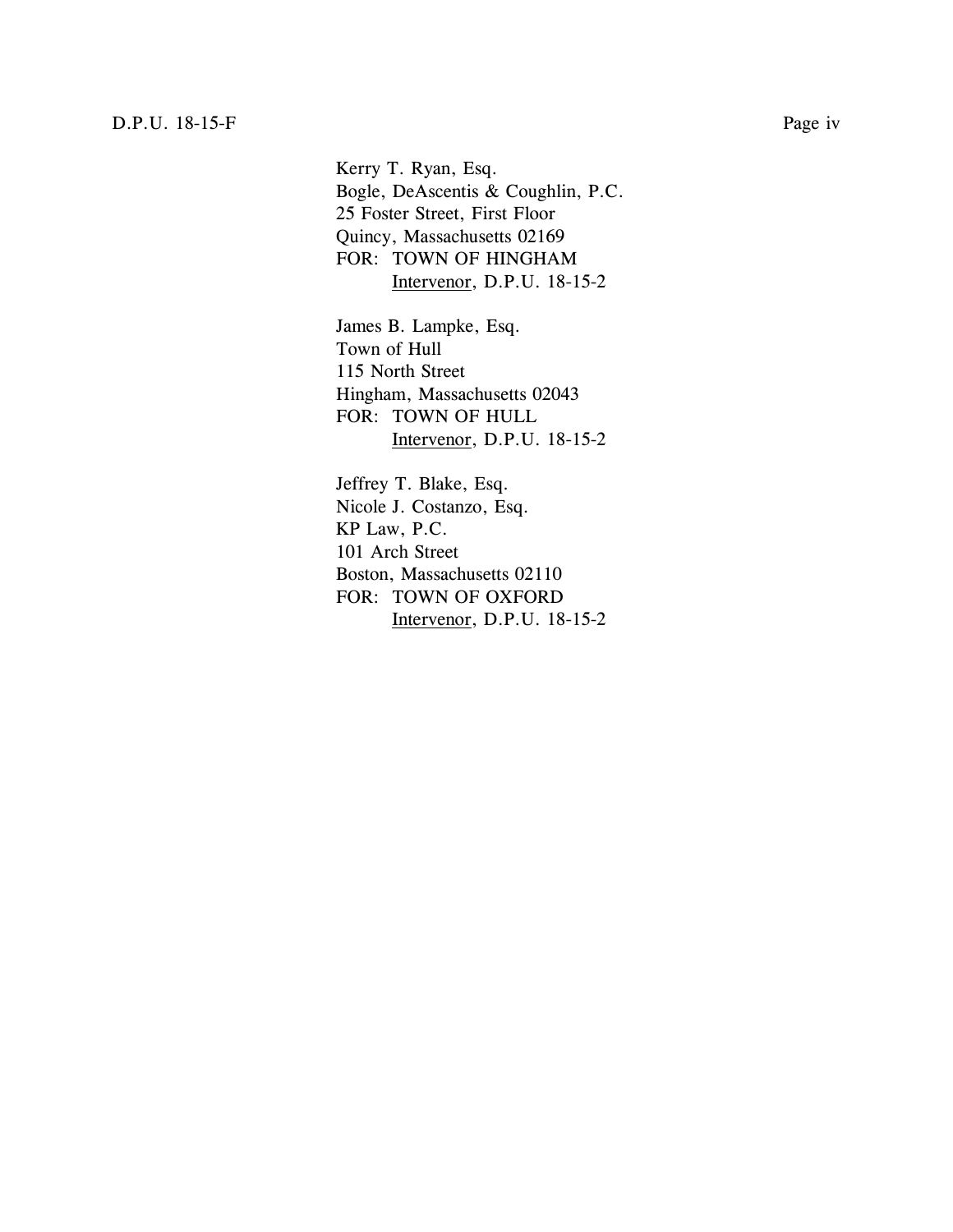Kerry T. Ryan, Esq.
Bogle, DeAscentis & Coughlin, P.C.
25 Foster Street, First Floor
Quincy, Massachusetts 02169
FOR: TOWN OF HINGHAM
Intervenor, D.P.U. 18-15-2

James B. Lampke, Esq.
Town of Hull
115 North Street
Hingham, Massachusetts 02043
FOR: TOWN OF HULL
Intervenor, D.P.U. 18-15-2

Jeffrey T. Blake, Esq.
Nicole J. Costanzo, Esq.
KP Law, P.C.
101 Arch Street
Boston, Massachusetts 02110
FOR: TOWN OF OXFORD
Intervenor, D.P.U. 18-15-2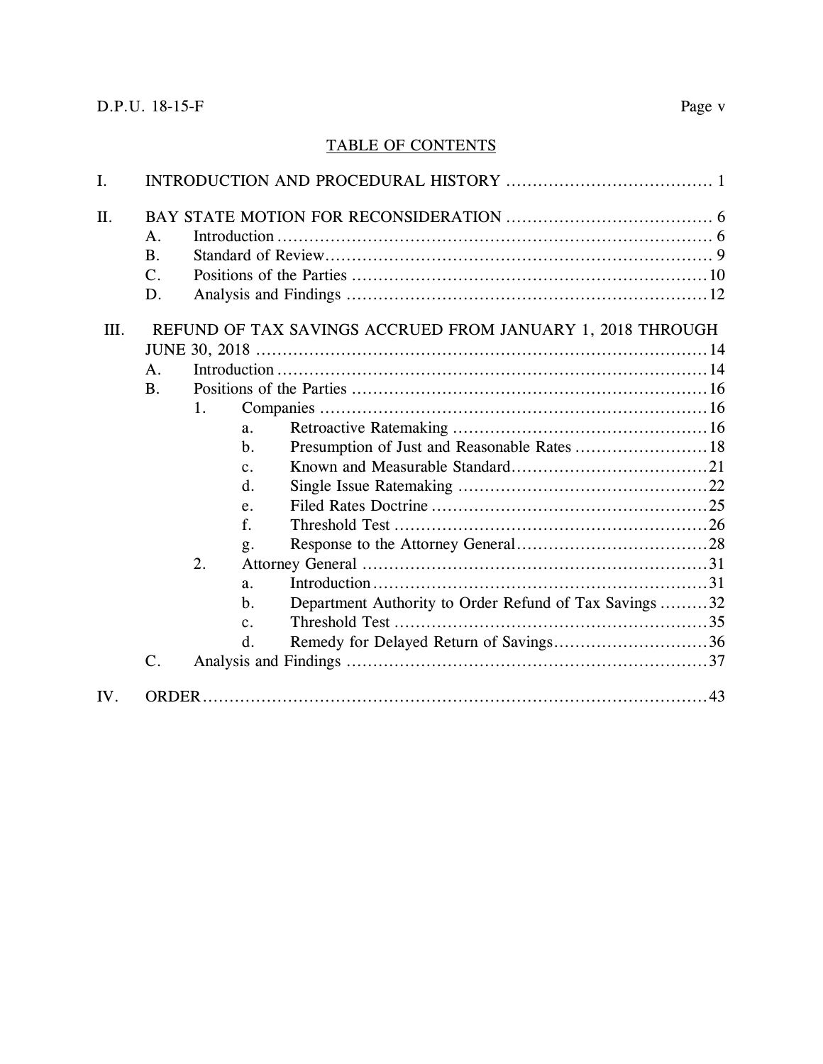## TABLE OF CONTENTS

I. INTRODUCTION AND PROCEDURAL HISTORY ....................................... 1

II. BAY STATE MOTION FOR RECONSIDERATION ....................................... 6
- A. Introduction ....................................................................... 6
- B. Standard of Review ............................................................... 9
- C. Positions of the Parties ......................................................... 10
- D. Analysis and Findings ........................................................... 12

III. REFUND OF TAX SAVINGS ACCRUED FROM JANUARY 1, 2018 THROUGH JUNE 30, 2018 ....................................................................... 14
- A. Introduction ....................................................................... 14
- B. Positions of the Parties ......................................................... 16
  - 1. Companies ............................................................... 16
    - a. Retroactive Ratemaking ........................................ 16
    - b. Presumption of Just and Reasonable Rates ................. 18
    - c. Known and Measurable Standard ............................. 21
    - d. Single Issue Ratemaking ....................................... 22
    - e. Filed Rates Doctrine ............................................ 25
    - f. Threshold Test ................................................... 26
    - g. Response to the Attorney General ............................ 28
  - 2. Attorney General ........................................................ 31
    - a. Introduction ....................................................... 31
    - b. Department Authority to Order Refund of Tax Savings ......... 32
    - c. Threshold Test ................................................... 35
    - d. Remedy for Delayed Return of Savings ...................... 36
- C. Analysis and Findings ........................................................... 37

IV. ORDER ........................................................................................ 43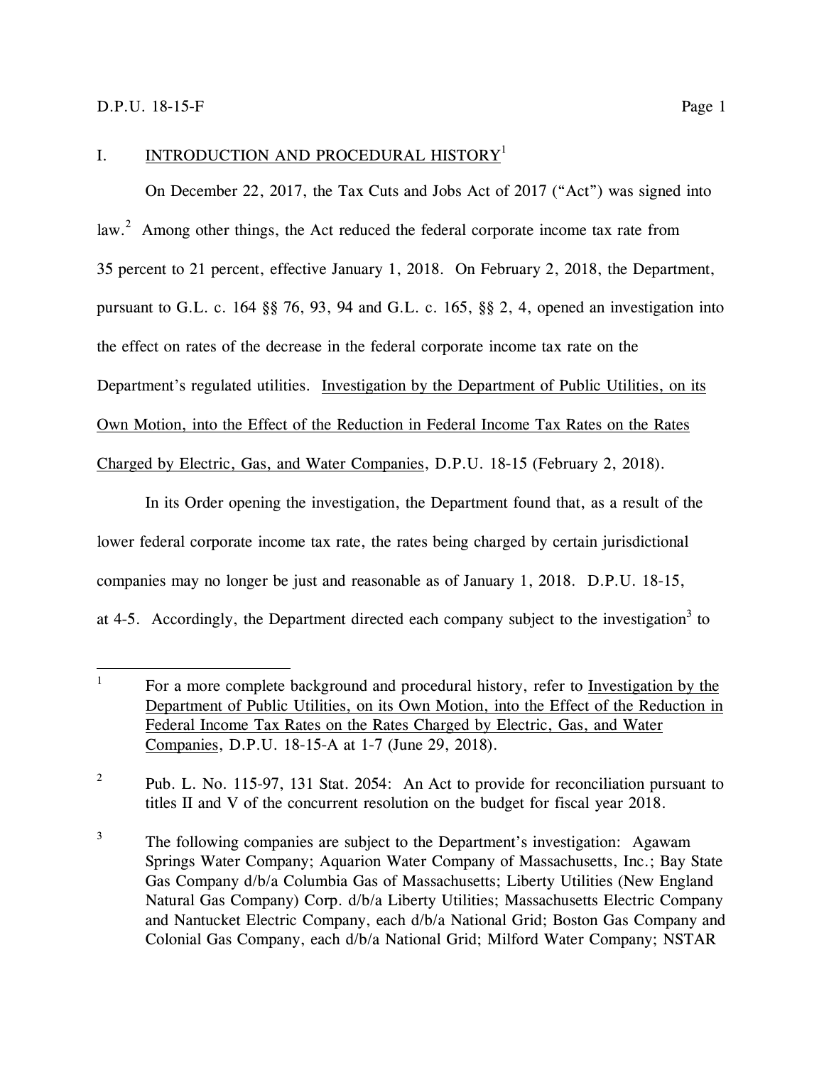## I. INTRODUCTION AND PROCEDURAL HISTORY[1]

On December 22, 2017, the Tax Cuts and Jobs Act of 2017 ("Act") was signed into law.[2] Among other things, the Act reduced the federal corporate income tax rate from 35 percent to 21 percent, effective January 1, 2018. On February 2, 2018, the Department, pursuant to G.L. c. 164 §§ 76, 93, 94 and G.L. c. 165, §§ 2, 4, opened an investigation into the effect on rates of the decrease in the federal corporate income tax rate on the Department's regulated utilities. Investigation by the Department of Public Utilities, on its Own Motion, into the Effect of the Reduction in Federal Income Tax Rates on the Rates Charged by Electric, Gas, and Water Companies, D.P.U. 18-15 (February 2, 2018).

In its Order opening the investigation, the Department found that, as a result of the lower federal corporate income tax rate, the rates being charged by certain jurisdictional companies may no longer be just and reasonable as of January 1, 2018. D.P.U. 18-15, at 4-5. Accordingly, the Department directed each company subject to the investigation[3] to

---

[1] For a more complete background and procedural history, refer to Investigation by the Department of Public Utilities, on its Own Motion, into the Effect of the Reduction in Federal Income Tax Rates on the Rates Charged by Electric, Gas, and Water Companies, D.P.U. 18-15-A at 1-7 (June 29, 2018).

[2] Pub. L. No. 115-97, 131 Stat. 2054: An Act to provide for reconciliation pursuant to titles II and V of the concurrent resolution on the budget for fiscal year 2018.

[3] The following companies are subject to the Department's investigation: Agawam Springs Water Company; Aquarion Water Company of Massachusetts, Inc.; Bay State Gas Company d/b/a Columbia Gas of Massachusetts; Liberty Utilities (New England Natural Gas Company) Corp. d/b/a Liberty Utilities; Massachusetts Electric Company and Nantucket Electric Company, each d/b/a National Grid; Boston Gas Company and Colonial Gas Company, each d/b/a National Grid; Milford Water Company; NSTAR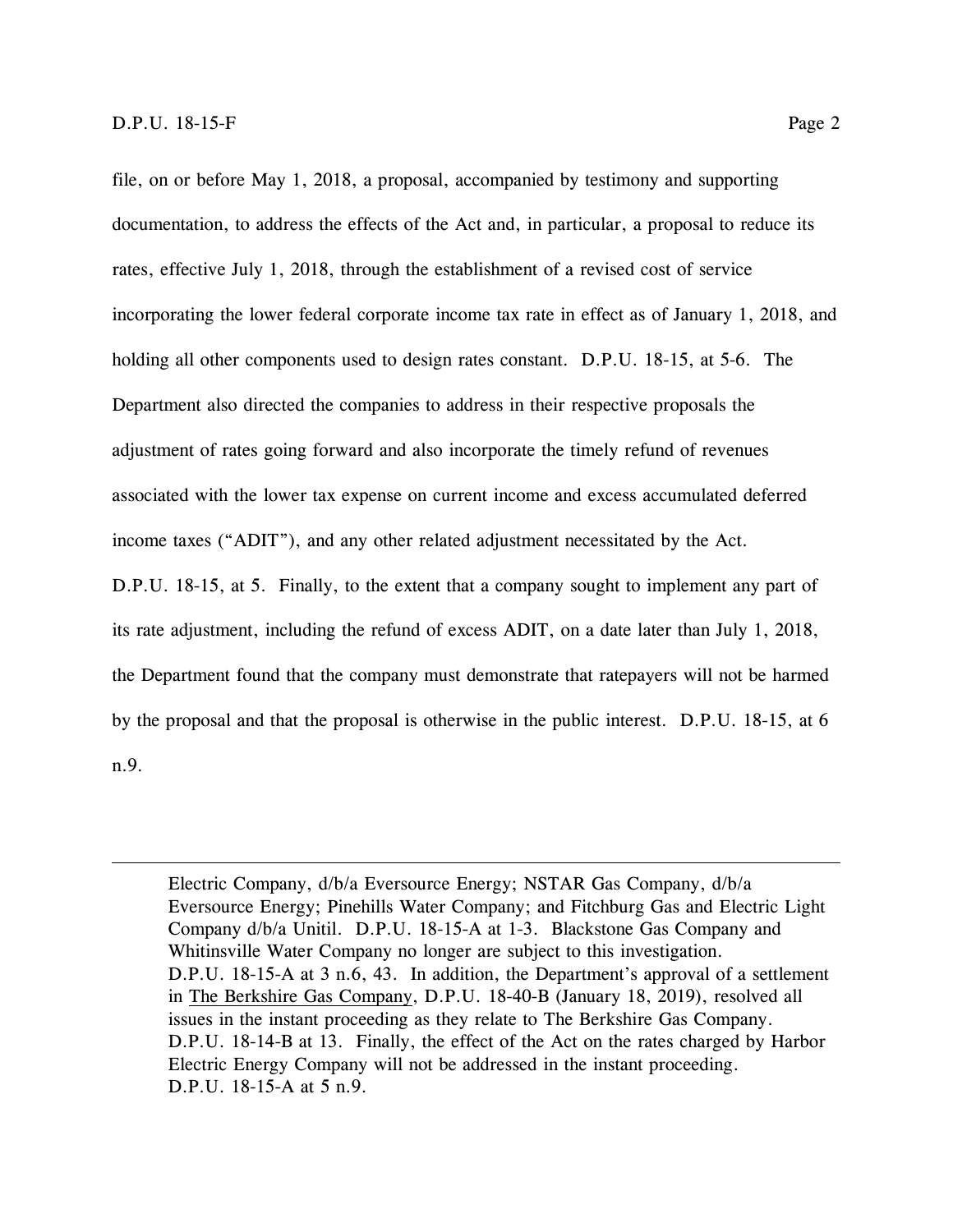file, on or before May 1, 2018, a proposal, accompanied by testimony and supporting documentation, to address the effects of the Act and, in particular, a proposal to reduce its rates, effective July 1, 2018, through the establishment of a revised cost of service incorporating the lower federal corporate income tax rate in effect as of January 1, 2018, and holding all other components used to design rates constant. D.P.U. 18-15, at 5-6. The Department also directed the companies to address in their respective proposals the adjustment of rates going forward and also incorporate the timely refund of revenues associated with the lower tax expense on current income and excess accumulated deferred income taxes ("ADIT"), and any other related adjustment necessitated by the Act. D.P.U. 18-15, at 5. Finally, to the extent that a company sought to implement any part of its rate adjustment, including the refund of excess ADIT, on a date later than July 1, 2018, the Department found that the company must demonstrate that ratepayers will not be harmed by the proposal and that the proposal is otherwise in the public interest. D.P.U. 18-15, at 6 n.9.

---

Electric Company, d/b/a Eversource Energy; NSTAR Gas Company, d/b/a Eversource Energy; Pinehills Water Company; and Fitchburg Gas and Electric Light Company d/b/a Unitil. D.P.U. 18-15-A at 1-3. Blackstone Gas Company and Whitinsville Water Company no longer are subject to this investigation. D.P.U. 18-15-A at 3 n.6, 43. In addition, the Department's approval of a settlement in The Berkshire Gas Company, D.P.U. 18-40-B (January 18, 2019), resolved all issues in the instant proceeding as they relate to The Berkshire Gas Company. D.P.U. 18-14-B at 13. Finally, the effect of the Act on the rates charged by Harbor Electric Energy Company will not be addressed in the instant proceeding. D.P.U. 18-15-A at 5 n.9.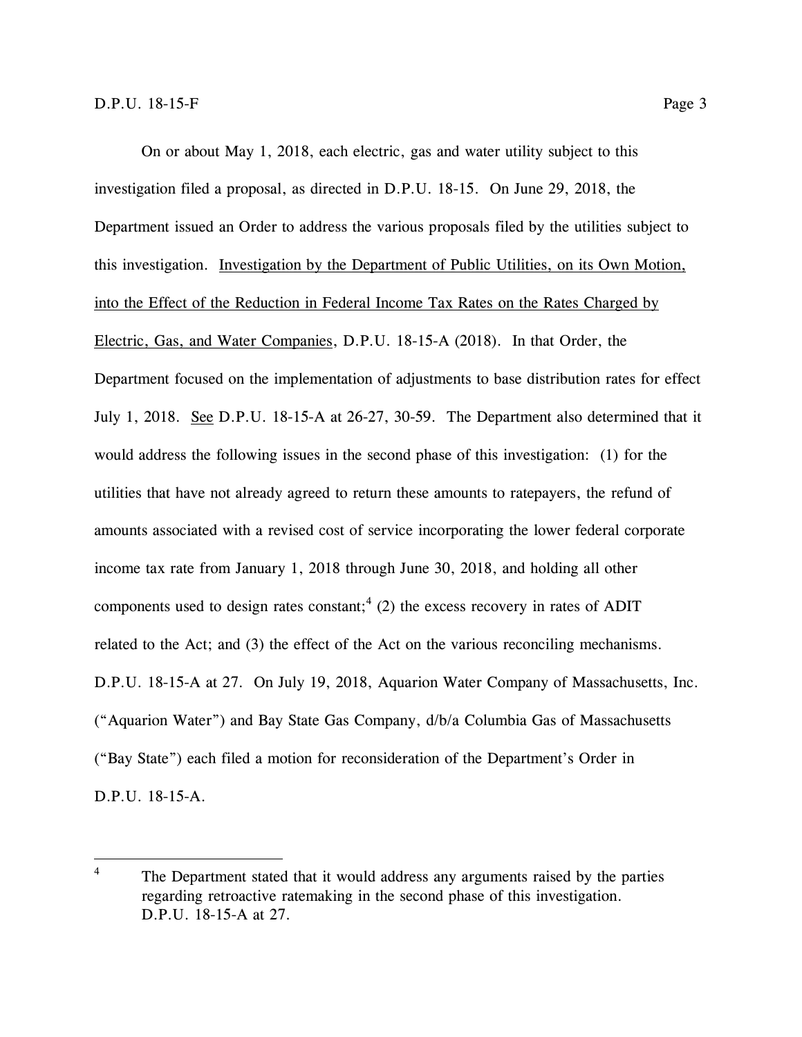On or about May 1, 2018, each electric, gas and water utility subject to this investigation filed a proposal, as directed in D.P.U. 18-15. On June 29, 2018, the Department issued an Order to address the various proposals filed by the utilities subject to this investigation. Investigation by the Department of Public Utilities, on its Own Motion, into the Effect of the Reduction in Federal Income Tax Rates on the Rates Charged by Electric, Gas, and Water Companies, D.P.U. 18-15-A (2018). In that Order, the Department focused on the implementation of adjustments to base distribution rates for effect July 1, 2018. See D.P.U. 18-15-A at 26-27, 30-59. The Department also determined that it would address the following issues in the second phase of this investigation: (1) for the utilities that have not already agreed to return these amounts to ratepayers, the refund of amounts associated with a revised cost of service incorporating the lower federal corporate income tax rate from January 1, 2018 through June 30, 2018, and holding all other components used to design rates constant;[4] (2) the excess recovery in rates of ADIT related to the Act; and (3) the effect of the Act on the various reconciling mechanisms. D.P.U. 18-15-A at 27. On July 19, 2018, Aquarion Water Company of Massachusetts, Inc. ("Aquarion Water") and Bay State Gas Company, d/b/a Columbia Gas of Massachusetts ("Bay State") each filed a motion for reconsideration of the Department's Order in D.P.U. 18-15-A.

---

[4] The Department stated that it would address any arguments raised by the parties regarding retroactive ratemaking in the second phase of this investigation. D.P.U. 18-15-A at 27.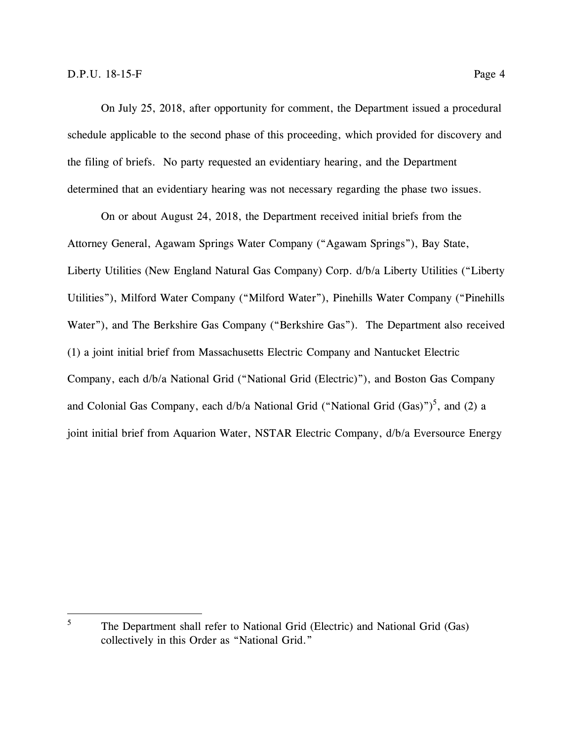On July 25, 2018, after opportunity for comment, the Department issued a procedural schedule applicable to the second phase of this proceeding, which provided for discovery and the filing of briefs. No party requested an evidentiary hearing, and the Department determined that an evidentiary hearing was not necessary regarding the phase two issues.

On or about August 24, 2018, the Department received initial briefs from the Attorney General, Agawam Springs Water Company ("Agawam Springs"), Bay State, Liberty Utilities (New England Natural Gas Company) Corp. d/b/a Liberty Utilities ("Liberty Utilities"), Milford Water Company ("Milford Water"), Pinehills Water Company ("Pinehills Water"), and The Berkshire Gas Company ("Berkshire Gas"). The Department also received (1) a joint initial brief from Massachusetts Electric Company and Nantucket Electric Company, each d/b/a National Grid ("National Grid (Electric)"), and Boston Gas Company and Colonial Gas Company, each d/b/a National Grid ("National Grid (Gas)")[5], and (2) a joint initial brief from Aquarion Water, NSTAR Electric Company, d/b/a Eversource Energy

---

[5] The Department shall refer to National Grid (Electric) and National Grid (Gas) collectively in this Order as "National Grid."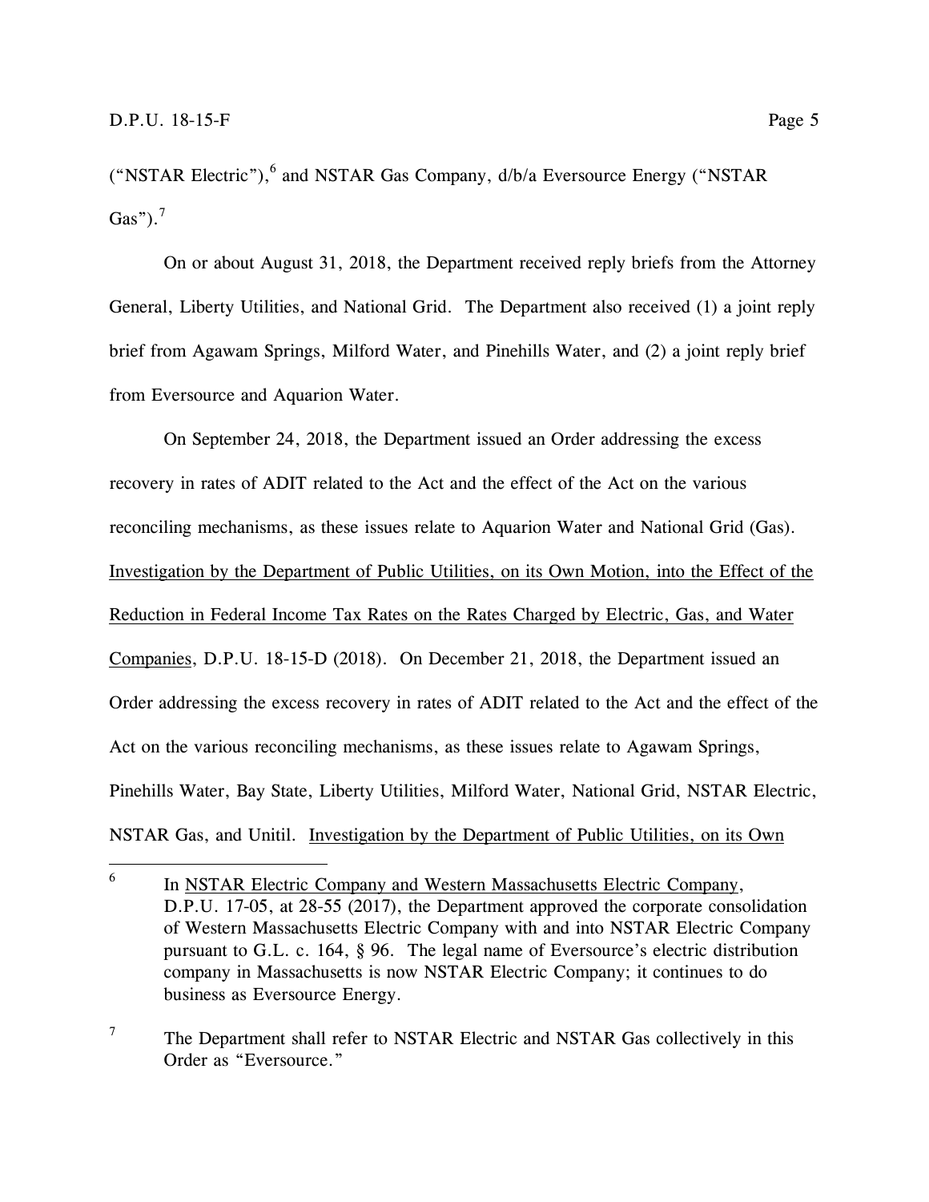("NSTAR Electric"),[6] and NSTAR Gas Company, d/b/a Eversource Energy ("NSTAR Gas").[7]

On or about August 31, 2018, the Department received reply briefs from the Attorney General, Liberty Utilities, and National Grid. The Department also received (1) a joint reply brief from Agawam Springs, Milford Water, and Pinehills Water, and (2) a joint reply brief from Eversource and Aquarion Water.

On September 24, 2018, the Department issued an Order addressing the excess recovery in rates of ADIT related to the Act and the effect of the Act on the various reconciling mechanisms, as these issues relate to Aquarion Water and National Grid (Gas). Investigation by the Department of Public Utilities, on its Own Motion, into the Effect of the Reduction in Federal Income Tax Rates on the Rates Charged by Electric, Gas, and Water Companies, D.P.U. 18-15-D (2018). On December 21, 2018, the Department issued an Order addressing the excess recovery in rates of ADIT related to the Act and the effect of the Act on the various reconciling mechanisms, as these issues relate to Agawam Springs, Pinehills Water, Bay State, Liberty Utilities, Milford Water, National Grid, NSTAR Electric, NSTAR Gas, and Unitil. Investigation by the Department of Public Utilities, on its Own

---

[6] In NSTAR Electric Company and Western Massachusetts Electric Company, D.P.U. 17-05, at 28-55 (2017), the Department approved the corporate consolidation of Western Massachusetts Electric Company with and into NSTAR Electric Company pursuant to G.L. c. 164, § 96. The legal name of Eversource's electric distribution company in Massachusetts is now NSTAR Electric Company; it continues to do business as Eversource Energy.

[7] The Department shall refer to NSTAR Electric and NSTAR Gas collectively in this Order as "Eversource."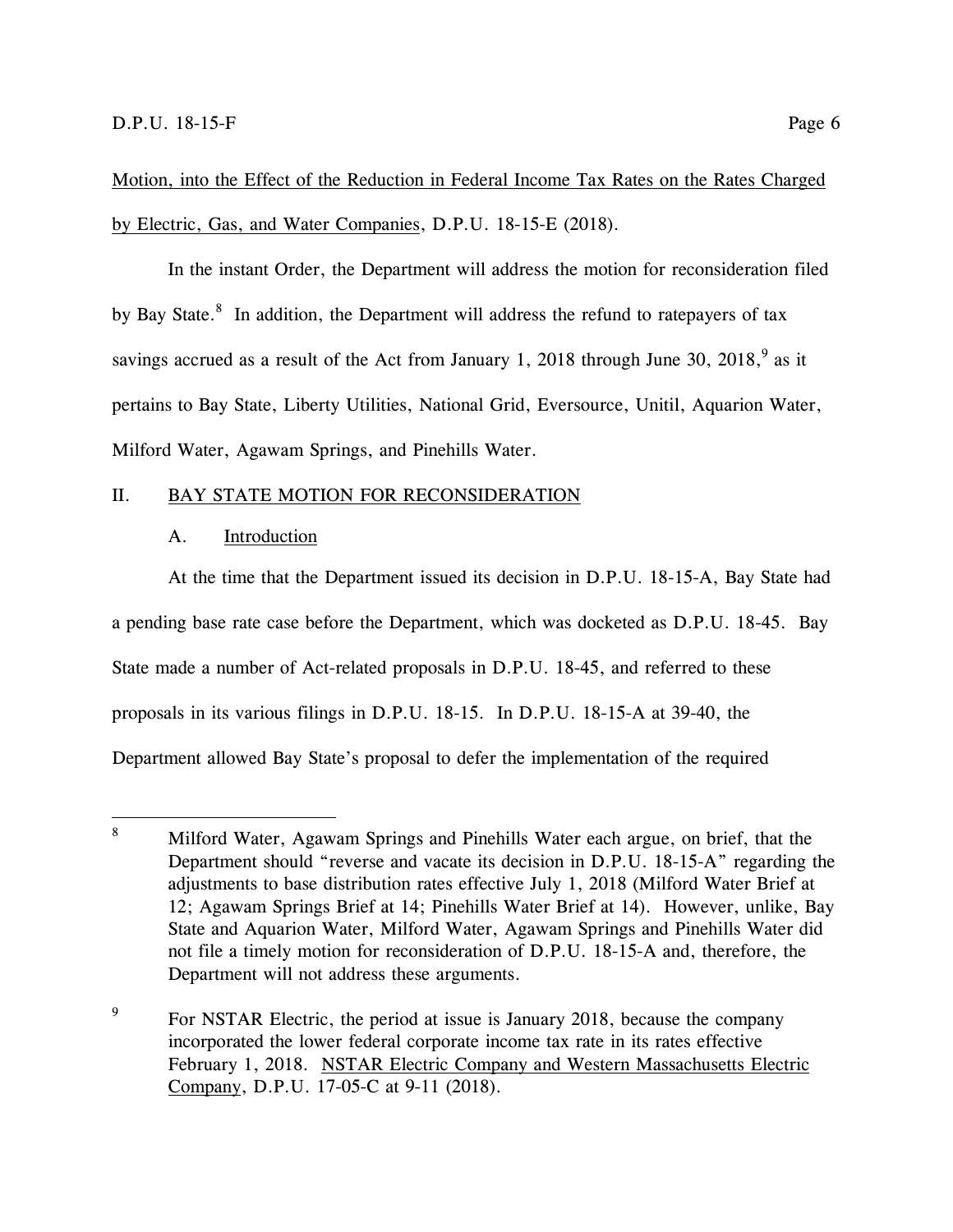Motion, into the Effect of the Reduction in Federal Income Tax Rates on the Rates Charged by Electric, Gas, and Water Companies, D.P.U. 18-15-E (2018).

In the instant Order, the Department will address the motion for reconsideration filed by Bay State.[8] In addition, the Department will address the refund to ratepayers of tax savings accrued as a result of the Act from January 1, 2018 through June 30, 2018,[9] as it pertains to Bay State, Liberty Utilities, National Grid, Eversource, Unitil, Aquarion Water, Milford Water, Agawam Springs, and Pinehills Water.

## II. BAY STATE MOTION FOR RECONSIDERATION

### A. Introduction

At the time that the Department issued its decision in D.P.U. 18-15-A, Bay State had a pending base rate case before the Department, which was docketed as D.P.U. 18-45. Bay State made a number of Act-related proposals in D.P.U. 18-45, and referred to these proposals in its various filings in D.P.U. 18-15. In D.P.U. 18-15-A at 39-40, the Department allowed Bay State's proposal to defer the implementation of the required

---

[8] Milford Water, Agawam Springs and Pinehills Water each argue, on brief, that the Department should "reverse and vacate its decision in D.P.U. 18-15-A" regarding the adjustments to base distribution rates effective July 1, 2018 (Milford Water Brief at 12; Agawam Springs Brief at 14; Pinehills Water Brief at 14). However, unlike, Bay State and Aquarion Water, Milford Water, Agawam Springs and Pinehills Water did not file a timely motion for reconsideration of D.P.U. 18-15-A and, therefore, the Department will not address these arguments.

[9] For NSTAR Electric, the period at issue is January 2018, because the company incorporated the lower federal corporate income tax rate in its rates effective February 1, 2018. NSTAR Electric Company and Western Massachusetts Electric Company, D.P.U. 17-05-C at 9-11 (2018).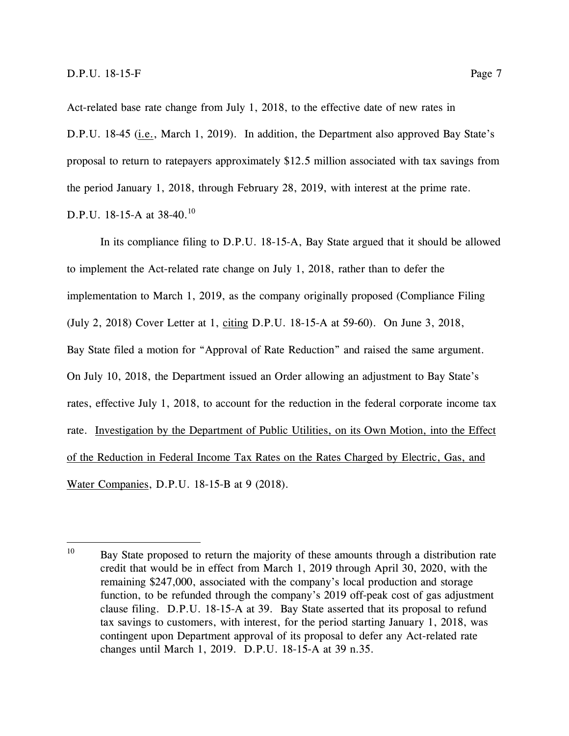Act-related base rate change from July 1, 2018, to the effective date of new rates in D.P.U. 18-45 (i.e., March 1, 2019). In addition, the Department also approved Bay State's proposal to return to ratepayers approximately $12.5 million associated with tax savings from the period January 1, 2018, through February 28, 2019, with interest at the prime rate. D.P.U. 18-15-A at 38-40.[10]

In its compliance filing to D.P.U. 18-15-A, Bay State argued that it should be allowed to implement the Act-related rate change on July 1, 2018, rather than to defer the implementation to March 1, 2019, as the company originally proposed (Compliance Filing (July 2, 2018) Cover Letter at 1, citing D.P.U. 18-15-A at 59-60). On June 3, 2018, Bay State filed a motion for "Approval of Rate Reduction" and raised the same argument. On July 10, 2018, the Department issued an Order allowing an adjustment to Bay State's rates, effective July 1, 2018, to account for the reduction in the federal corporate income tax rate. Investigation by the Department of Public Utilities, on its Own Motion, into the Effect of the Reduction in Federal Income Tax Rates on the Rates Charged by Electric, Gas, and Water Companies, D.P.U. 18-15-B at 9 (2018).

---

[10] Bay State proposed to return the majority of these amounts through a distribution rate credit that would be in effect from March 1, 2019 through April 30, 2020, with the remaining $247,000, associated with the company's local production and storage function, to be refunded through the company's 2019 off-peak cost of gas adjustment clause filing. D.P.U. 18-15-A at 39. Bay State asserted that its proposal to refund tax savings to customers, with interest, for the period starting January 1, 2018, was contingent upon Department approval of its proposal to defer any Act-related rate changes until March 1, 2019. D.P.U. 18-15-A at 39 n.35.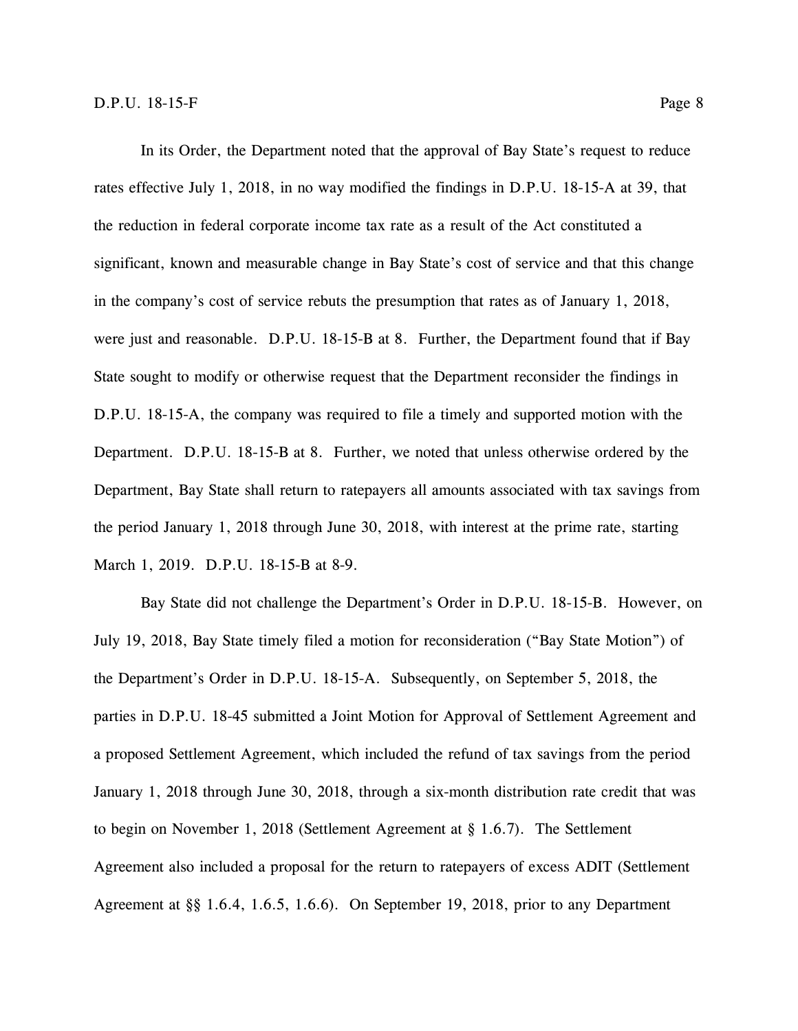In its Order, the Department noted that the approval of Bay State's request to reduce rates effective July 1, 2018, in no way modified the findings in D.P.U. 18-15-A at 39, that the reduction in federal corporate income tax rate as a result of the Act constituted a significant, known and measurable change in Bay State's cost of service and that this change in the company's cost of service rebuts the presumption that rates as of January 1, 2018, were just and reasonable. D.P.U. 18-15-B at 8. Further, the Department found that if Bay State sought to modify or otherwise request that the Department reconsider the findings in D.P.U. 18-15-A, the company was required to file a timely and supported motion with the Department. D.P.U. 18-15-B at 8. Further, we noted that unless otherwise ordered by the Department, Bay State shall return to ratepayers all amounts associated with tax savings from the period January 1, 2018 through June 30, 2018, with interest at the prime rate, starting March 1, 2019. D.P.U. 18-15-B at 8-9.

Bay State did not challenge the Department's Order in D.P.U. 18-15-B. However, on July 19, 2018, Bay State timely filed a motion for reconsideration ("Bay State Motion") of the Department's Order in D.P.U. 18-15-A. Subsequently, on September 5, 2018, the parties in D.P.U. 18-45 submitted a Joint Motion for Approval of Settlement Agreement and a proposed Settlement Agreement, which included the refund of tax savings from the period January 1, 2018 through June 30, 2018, through a six-month distribution rate credit that was to begin on November 1, 2018 (Settlement Agreement at § 1.6.7). The Settlement Agreement also included a proposal for the return to ratepayers of excess ADIT (Settlement Agreement at §§ 1.6.4, 1.6.5, 1.6.6). On September 19, 2018, prior to any Department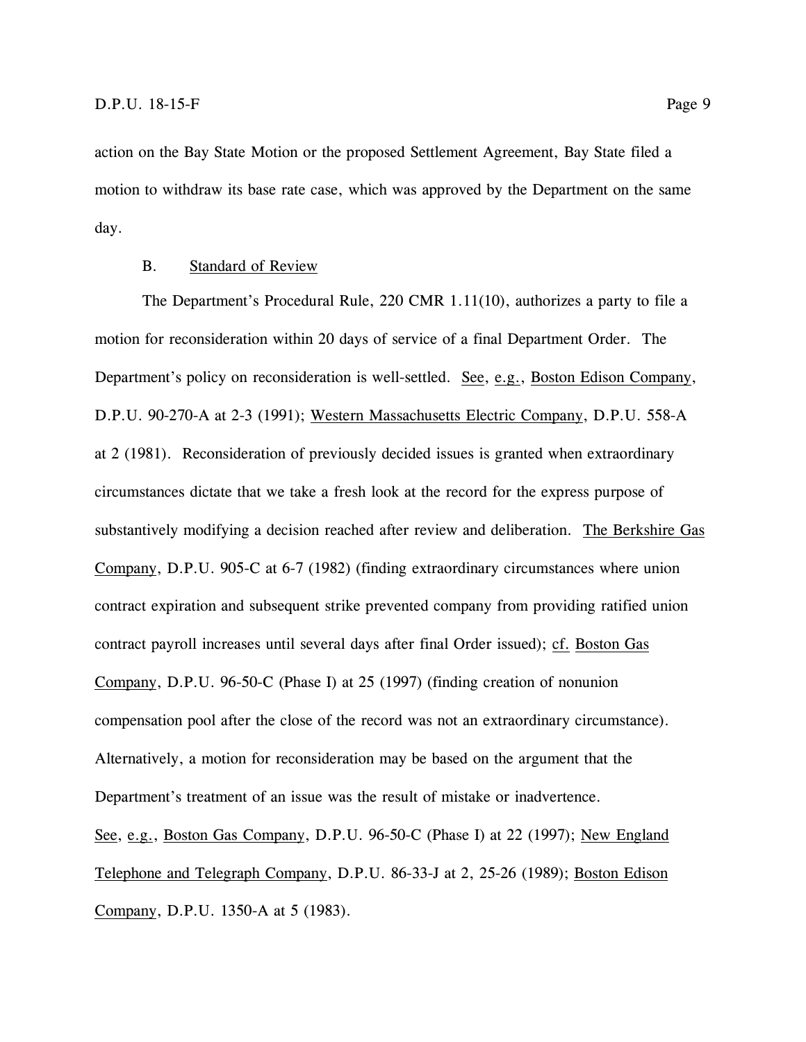action on the Bay State Motion or the proposed Settlement Agreement, Bay State filed a motion to withdraw its base rate case, which was approved by the Department on the same day.

### B. Standard of Review

The Department's Procedural Rule, 220 CMR 1.11(10), authorizes a party to file a motion for reconsideration within 20 days of service of a final Department Order. The Department's policy on reconsideration is well-settled. See, e.g., Boston Edison Company, D.P.U. 90-270-A at 2-3 (1991); Western Massachusetts Electric Company, D.P.U. 558-A at 2 (1981). Reconsideration of previously decided issues is granted when extraordinary circumstances dictate that we take a fresh look at the record for the express purpose of substantively modifying a decision reached after review and deliberation. The Berkshire Gas Company, D.P.U. 905-C at 6-7 (1982) (finding extraordinary circumstances where union contract expiration and subsequent strike prevented company from providing ratified union contract payroll increases until several days after final Order issued); cf. Boston Gas Company, D.P.U. 96-50-C (Phase I) at 25 (1997) (finding creation of nonunion compensation pool after the close of the record was not an extraordinary circumstance). Alternatively, a motion for reconsideration may be based on the argument that the Department's treatment of an issue was the result of mistake or inadvertence. See, e.g., Boston Gas Company, D.P.U. 96-50-C (Phase I) at 22 (1997); New England Telephone and Telegraph Company, D.P.U. 86-33-J at 2, 25-26 (1989); Boston Edison Company, D.P.U. 1350-A at 5 (1983).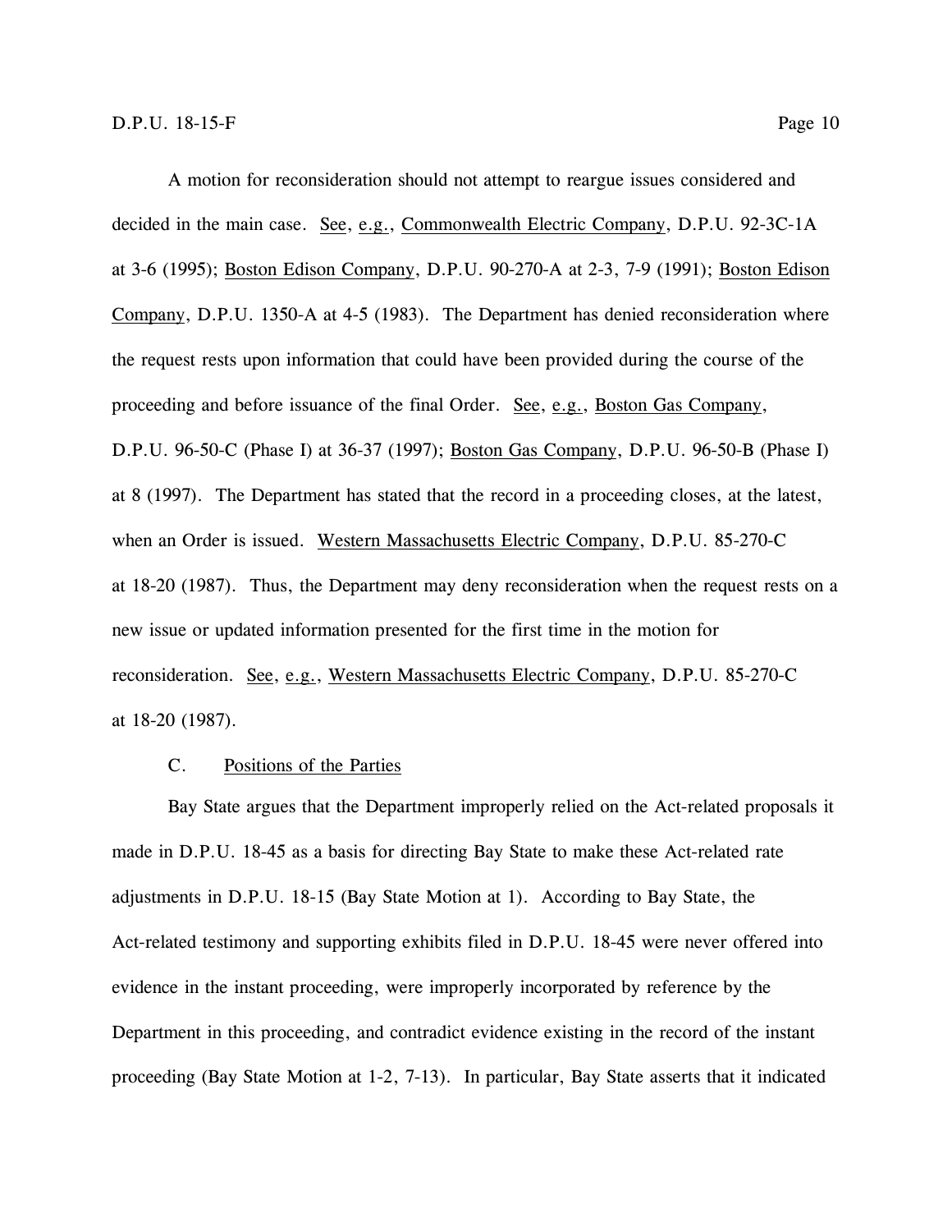A motion for reconsideration should not attempt to reargue issues considered and decided in the main case. See, e.g., Commonwealth Electric Company, D.P.U. 92-3C-1A at 3-6 (1995); Boston Edison Company, D.P.U. 90-270-A at 2-3, 7-9 (1991); Boston Edison Company, D.P.U. 1350-A at 4-5 (1983). The Department has denied reconsideration where the request rests upon information that could have been provided during the course of the proceeding and before issuance of the final Order. See, e.g., Boston Gas Company, D.P.U. 96-50-C (Phase I) at 36-37 (1997); Boston Gas Company, D.P.U. 96-50-B (Phase I) at 8 (1997). The Department has stated that the record in a proceeding closes, at the latest, when an Order is issued. Western Massachusetts Electric Company, D.P.U. 85-270-C at 18-20 (1987). Thus, the Department may deny reconsideration when the request rests on a new issue or updated information presented for the first time in the motion for reconsideration. See, e.g., Western Massachusetts Electric Company, D.P.U. 85-270-C at 18-20 (1987).

### C. Positions of the Parties

Bay State argues that the Department improperly relied on the Act-related proposals it made in D.P.U. 18-45 as a basis for directing Bay State to make these Act-related rate adjustments in D.P.U. 18-15 (Bay State Motion at 1). According to Bay State, the Act-related testimony and supporting exhibits filed in D.P.U. 18-45 were never offered into evidence in the instant proceeding, were improperly incorporated by reference by the Department in this proceeding, and contradict evidence existing in the record of the instant proceeding (Bay State Motion at 1-2, 7-13). In particular, Bay State asserts that it indicated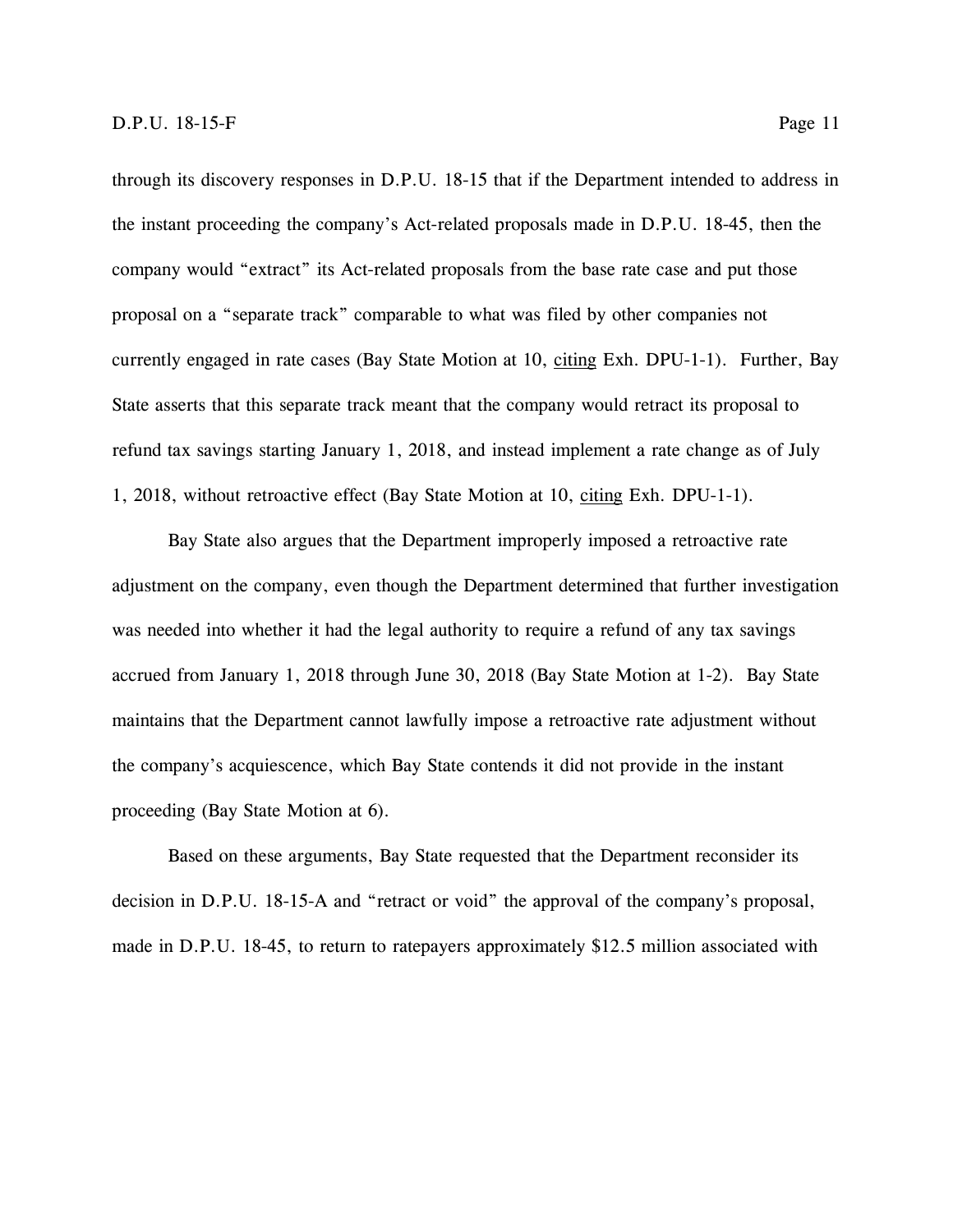through its discovery responses in D.P.U. 18-15 that if the Department intended to address in the instant proceeding the company's Act-related proposals made in D.P.U. 18-45, then the company would "extract" its Act-related proposals from the base rate case and put those proposal on a "separate track" comparable to what was filed by other companies not currently engaged in rate cases (Bay State Motion at 10, citing Exh. DPU-1-1). Further, Bay State asserts that this separate track meant that the company would retract its proposal to refund tax savings starting January 1, 2018, and instead implement a rate change as of July 1, 2018, without retroactive effect (Bay State Motion at 10, citing Exh. DPU-1-1).

Bay State also argues that the Department improperly imposed a retroactive rate adjustment on the company, even though the Department determined that further investigation was needed into whether it had the legal authority to require a refund of any tax savings accrued from January 1, 2018 through June 30, 2018 (Bay State Motion at 1-2). Bay State maintains that the Department cannot lawfully impose a retroactive rate adjustment without the company's acquiescence, which Bay State contends it did not provide in the instant proceeding (Bay State Motion at 6).

Based on these arguments, Bay State requested that the Department reconsider its decision in D.P.U. 18-15-A and "retract or void" the approval of the company's proposal, made in D.P.U. 18-45, to return to ratepayers approximately $12.5 million associated with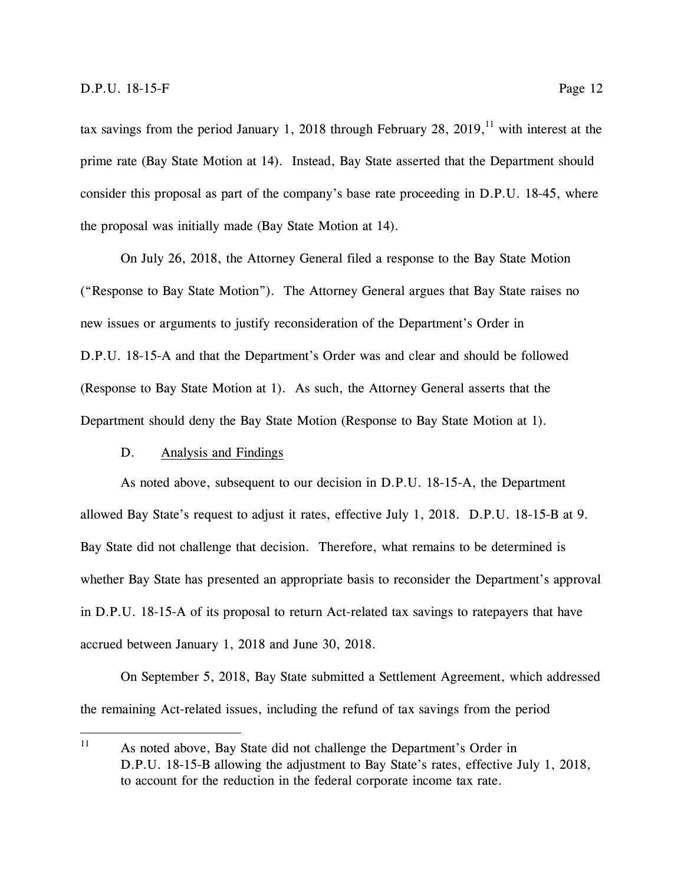tax savings from the period January 1, 2018 through February 28, 2019,[11] with interest at the prime rate (Bay State Motion at 14). Instead, Bay State asserted that the Department should consider this proposal as part of the company's base rate proceeding in D.P.U. 18-45, where the proposal was initially made (Bay State Motion at 14).

On July 26, 2018, the Attorney General filed a response to the Bay State Motion ("Response to Bay State Motion"). The Attorney General argues that Bay State raises no new issues or arguments to justify reconsideration of the Department's Order in D.P.U. 18-15-A and that the Department's Order was and clear and should be followed (Response to Bay State Motion at 1). As such, the Attorney General asserts that the Department should deny the Bay State Motion (Response to Bay State Motion at 1).

### D. Analysis and Findings

As noted above, subsequent to our decision in D.P.U. 18-15-A, the Department allowed Bay State's request to adjust it rates, effective July 1, 2018. D.P.U. 18-15-B at 9. Bay State did not challenge that decision. Therefore, what remains to be determined is whether Bay State has presented an appropriate basis to reconsider the Department's approval in D.P.U. 18-15-A of its proposal to return Act-related tax savings to ratepayers that have accrued between January 1, 2018 and June 30, 2018.

On September 5, 2018, Bay State submitted a Settlement Agreement, which addressed the remaining Act-related issues, including the refund of tax savings from the period

---

[11] As noted above, Bay State did not challenge the Department's Order in D.P.U. 18-15-B allowing the adjustment to Bay State's rates, effective July 1, 2018, to account for the reduction in the federal corporate income tax rate.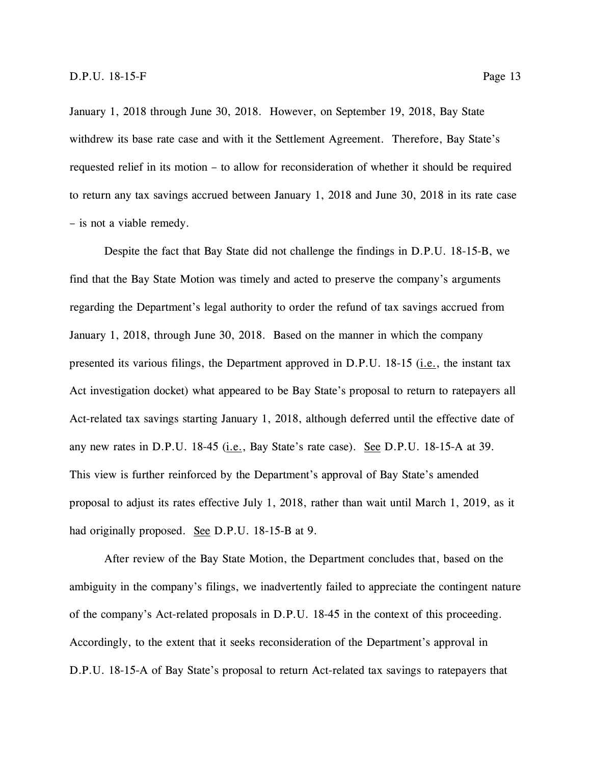January 1, 2018 through June 30, 2018. However, on September 19, 2018, Bay State withdrew its base rate case and with it the Settlement Agreement. Therefore, Bay State's requested relief in its motion – to allow for reconsideration of whether it should be required to return any tax savings accrued between January 1, 2018 and June 30, 2018 in its rate case – is not a viable remedy.

Despite the fact that Bay State did not challenge the findings in D.P.U. 18-15-B, we find that the Bay State Motion was timely and acted to preserve the company's arguments regarding the Department's legal authority to order the refund of tax savings accrued from January 1, 2018, through June 30, 2018. Based on the manner in which the company presented its various filings, the Department approved in D.P.U. 18-15 (i.e., the instant tax Act investigation docket) what appeared to be Bay State's proposal to return to ratepayers all Act-related tax savings starting January 1, 2018, although deferred until the effective date of any new rates in D.P.U. 18-45 (i.e., Bay State's rate case). See D.P.U. 18-15-A at 39. This view is further reinforced by the Department's approval of Bay State's amended proposal to adjust its rates effective July 1, 2018, rather than wait until March 1, 2019, as it had originally proposed. See D.P.U. 18-15-B at 9.

After review of the Bay State Motion, the Department concludes that, based on the ambiguity in the company's filings, we inadvertently failed to appreciate the contingent nature of the company's Act-related proposals in D.P.U. 18-45 in the context of this proceeding. Accordingly, to the extent that it seeks reconsideration of the Department's approval in D.P.U. 18-15-A of Bay State's proposal to return Act-related tax savings to ratepayers that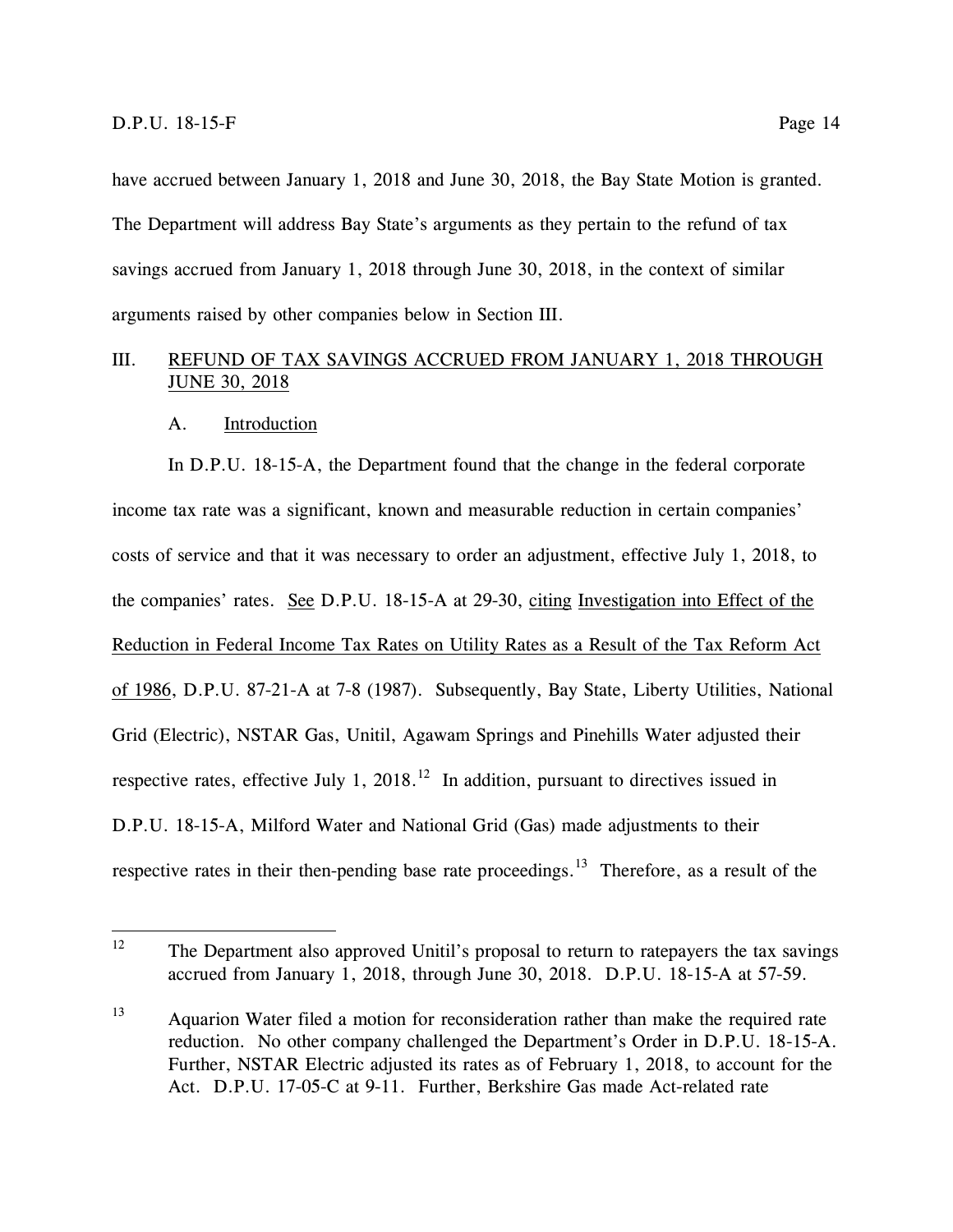have accrued between January 1, 2018 and June 30, 2018, the Bay State Motion is granted. The Department will address Bay State's arguments as they pertain to the refund of tax savings accrued from January 1, 2018 through June 30, 2018, in the context of similar arguments raised by other companies below in Section III.

## III. REFUND OF TAX SAVINGS ACCRUED FROM JANUARY 1, 2018 THROUGH JUNE 30, 2018

### A. Introduction

In D.P.U. 18-15-A, the Department found that the change in the federal corporate income tax rate was a significant, known and measurable reduction in certain companies' costs of service and that it was necessary to order an adjustment, effective July 1, 2018, to the companies' rates. See D.P.U. 18-15-A at 29-30, citing Investigation into Effect of the Reduction in Federal Income Tax Rates on Utility Rates as a Result of the Tax Reform Act of 1986, D.P.U. 87-21-A at 7-8 (1987). Subsequently, Bay State, Liberty Utilities, National Grid (Electric), NSTAR Gas, Unitil, Agawam Springs and Pinehills Water adjusted their respective rates, effective July 1, 2018.[12] In addition, pursuant to directives issued in D.P.U. 18-15-A, Milford Water and National Grid (Gas) made adjustments to their respective rates in their then-pending base rate proceedings.[13] Therefore, as a result of the

---

[12] The Department also approved Unitil's proposal to return to ratepayers the tax savings accrued from January 1, 2018, through June 30, 2018. D.P.U. 18-15-A at 57-59.

[13] Aquarion Water filed a motion for reconsideration rather than make the required rate reduction. No other company challenged the Department's Order in D.P.U. 18-15-A. Further, NSTAR Electric adjusted its rates as of February 1, 2018, to account for the Act. D.P.U. 17-05-C at 9-11. Further, Berkshire Gas made Act-related rate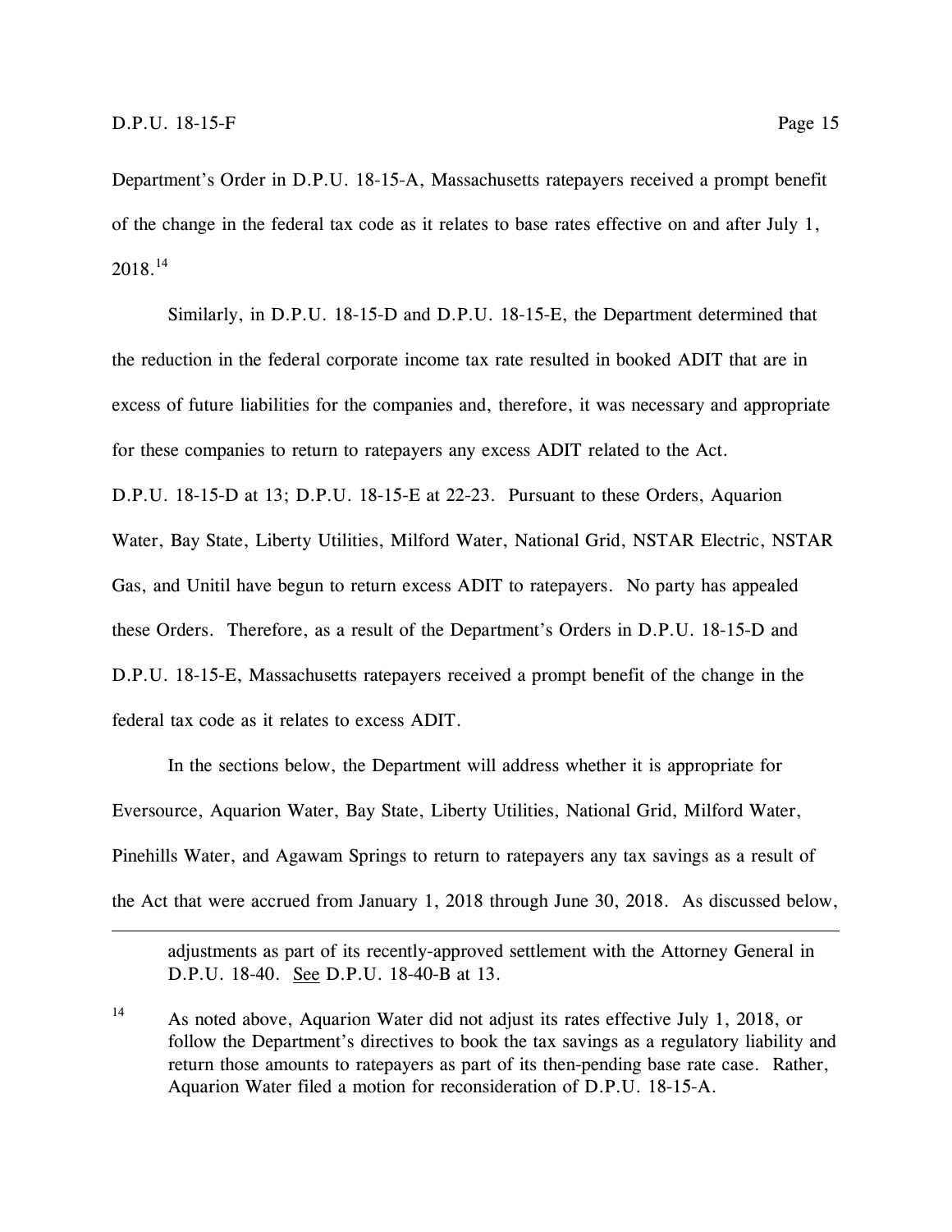Department's Order in D.P.U. 18-15-A, Massachusetts ratepayers received a prompt benefit of the change in the federal tax code as it relates to base rates effective on and after July 1, 2018.[14]

Similarly, in D.P.U. 18-15-D and D.P.U. 18-15-E, the Department determined that the reduction in the federal corporate income tax rate resulted in booked ADIT that are in excess of future liabilities for the companies and, therefore, it was necessary and appropriate for these companies to return to ratepayers any excess ADIT related to the Act. D.P.U. 18-15-D at 13; D.P.U. 18-15-E at 22-23. Pursuant to these Orders, Aquarion Water, Bay State, Liberty Utilities, Milford Water, National Grid, NSTAR Electric, NSTAR Gas, and Unitil have begun to return excess ADIT to ratepayers. No party has appealed these Orders. Therefore, as a result of the Department's Orders in D.P.U. 18-15-D and D.P.U. 18-15-E, Massachusetts ratepayers received a prompt benefit of the change in the federal tax code as it relates to excess ADIT.

In the sections below, the Department will address whether it is appropriate for Eversource, Aquarion Water, Bay State, Liberty Utilities, National Grid, Milford Water, Pinehills Water, and Agawam Springs to return to ratepayers any tax savings as a result of the Act that were accrued from January 1, 2018 through June 30, 2018. As discussed below,

---

adjustments as part of its recently-approved settlement with the Attorney General in D.P.U. 18-40. See D.P.U. 18-40-B at 13.

[14] As noted above, Aquarion Water did not adjust its rates effective July 1, 2018, or follow the Department's directives to book the tax savings as a regulatory liability and return those amounts to ratepayers as part of its then-pending base rate case. Rather, Aquarion Water filed a motion for reconsideration of D.P.U. 18-15-A.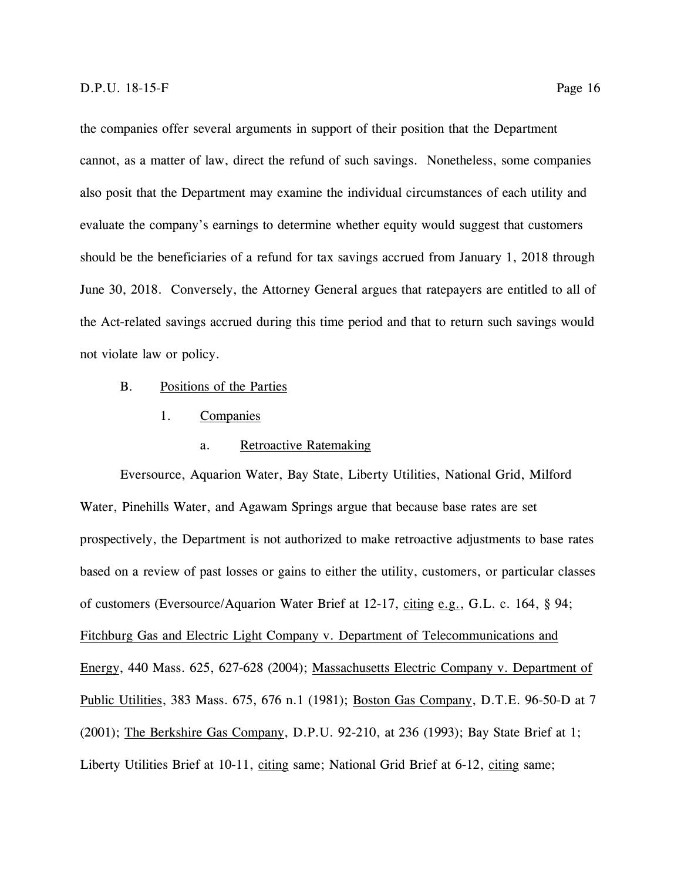the companies offer several arguments in support of their position that the Department cannot, as a matter of law, direct the refund of such savings. Nonetheless, some companies also posit that the Department may examine the individual circumstances of each utility and evaluate the company's earnings to determine whether equity would suggest that customers should be the beneficiaries of a refund for tax savings accrued from January 1, 2018 through June 30, 2018. Conversely, the Attorney General argues that ratepayers are entitled to all of the Act-related savings accrued during this time period and that to return such savings would not violate law or policy.

### B. Positions of the Parties

#### 1. Companies

##### a. Retroactive Ratemaking

Eversource, Aquarion Water, Bay State, Liberty Utilities, National Grid, Milford Water, Pinehills Water, and Agawam Springs argue that because base rates are set prospectively, the Department is not authorized to make retroactive adjustments to base rates based on a review of past losses or gains to either the utility, customers, or particular classes of customers (Eversource/Aquarion Water Brief at 12-17, citing e.g., G.L. c. 164, § 94; Fitchburg Gas and Electric Light Company v. Department of Telecommunications and Energy, 440 Mass. 625, 627-628 (2004); Massachusetts Electric Company v. Department of Public Utilities, 383 Mass. 675, 676 n.1 (1981); Boston Gas Company, D.T.E. 96-50-D at 7 (2001); The Berkshire Gas Company, D.P.U. 92-210, at 236 (1993); Bay State Brief at 1; Liberty Utilities Brief at 10-11, citing same; National Grid Brief at 6-12, citing same;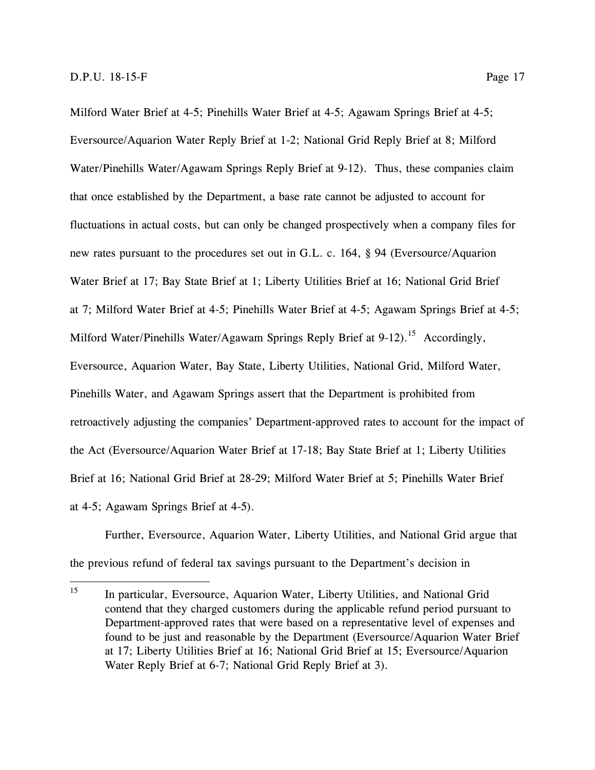Milford Water Brief at 4-5; Pinehills Water Brief at 4-5; Agawam Springs Brief at 4-5; Eversource/Aquarion Water Reply Brief at 1-2; National Grid Reply Brief at 8; Milford Water/Pinehills Water/Agawam Springs Reply Brief at 9-12). Thus, these companies claim that once established by the Department, a base rate cannot be adjusted to account for fluctuations in actual costs, but can only be changed prospectively when a company files for new rates pursuant to the procedures set out in G.L. c. 164, § 94 (Eversource/Aquarion Water Brief at 17; Bay State Brief at 1; Liberty Utilities Brief at 16; National Grid Brief at 7; Milford Water Brief at 4-5; Pinehills Water Brief at 4-5; Agawam Springs Brief at 4-5; Milford Water/Pinehills Water/Agawam Springs Reply Brief at 9-12).[15] Accordingly, Eversource, Aquarion Water, Bay State, Liberty Utilities, National Grid, Milford Water, Pinehills Water, and Agawam Springs assert that the Department is prohibited from retroactively adjusting the companies' Department-approved rates to account for the impact of the Act (Eversource/Aquarion Water Brief at 17-18; Bay State Brief at 1; Liberty Utilities Brief at 16; National Grid Brief at 28-29; Milford Water Brief at 5; Pinehills Water Brief at 4-5; Agawam Springs Brief at 4-5).

Further, Eversource, Aquarion Water, Liberty Utilities, and National Grid argue that the previous refund of federal tax savings pursuant to the Department's decision in

---

[15] In particular, Eversource, Aquarion Water, Liberty Utilities, and National Grid contend that they charged customers during the applicable refund period pursuant to Department-approved rates that were based on a representative level of expenses and found to be just and reasonable by the Department (Eversource/Aquarion Water Brief at 17; Liberty Utilities Brief at 16; National Grid Brief at 15; Eversource/Aquarion Water Reply Brief at 6-7; National Grid Reply Brief at 3).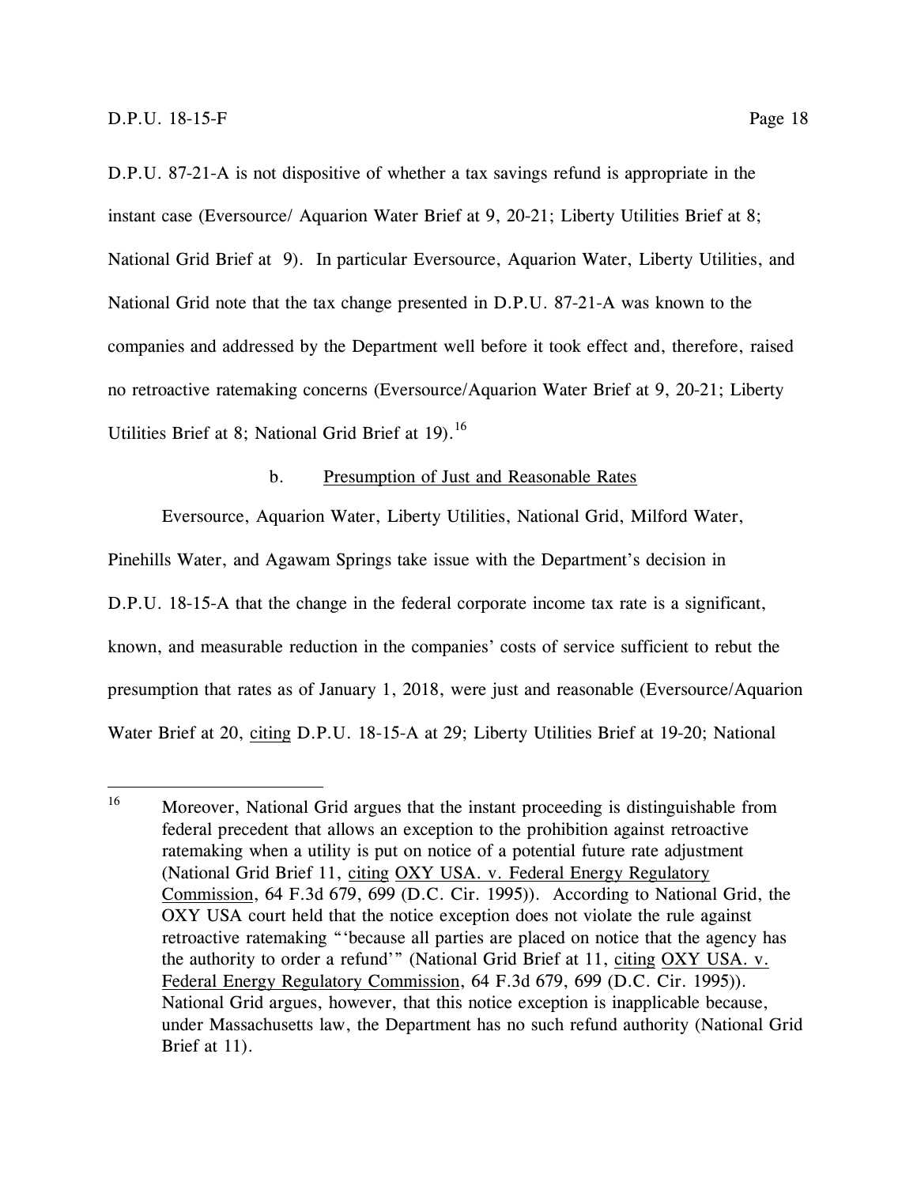D.P.U. 87-21-A is not dispositive of whether a tax savings refund is appropriate in the instant case (Eversource/ Aquarion Water Brief at 9, 20-21; Liberty Utilities Brief at 8; National Grid Brief at 9). In particular Eversource, Aquarion Water, Liberty Utilities, and National Grid note that the tax change presented in D.P.U. 87-21-A was known to the companies and addressed by the Department well before it took effect and, therefore, raised no retroactive ratemaking concerns (Eversource/Aquarion Water Brief at 9, 20-21; Liberty Utilities Brief at 8; National Grid Brief at 19).[16]

b. Presumption of Just and Reasonable Rates

Eversource, Aquarion Water, Liberty Utilities, National Grid, Milford Water, Pinehills Water, and Agawam Springs take issue with the Department's decision in D.P.U. 18-15-A that the change in the federal corporate income tax rate is a significant, known, and measurable reduction in the companies' costs of service sufficient to rebut the presumption that rates as of January 1, 2018, were just and reasonable (Eversource/Aquarion Water Brief at 20, citing D.P.U. 18-15-A at 29; Liberty Utilities Brief at 19-20; National

[16] Moreover, National Grid argues that the instant proceeding is distinguishable from federal precedent that allows an exception to the prohibition against retroactive ratemaking when a utility is put on notice of a potential future rate adjustment (National Grid Brief 11, citing OXY USA. v. Federal Energy Regulatory Commission, 64 F.3d 679, 699 (D.C. Cir. 1995)). According to National Grid, the OXY USA court held that the notice exception does not violate the rule against retroactive ratemaking "'because all parties are placed on notice that the agency has the authority to order a refund'" (National Grid Brief at 11, citing OXY USA. v. Federal Energy Regulatory Commission, 64 F.3d 679, 699 (D.C. Cir. 1995)). National Grid argues, however, that this notice exception is inapplicable because, under Massachusetts law, the Department has no such refund authority (National Grid Brief at 11).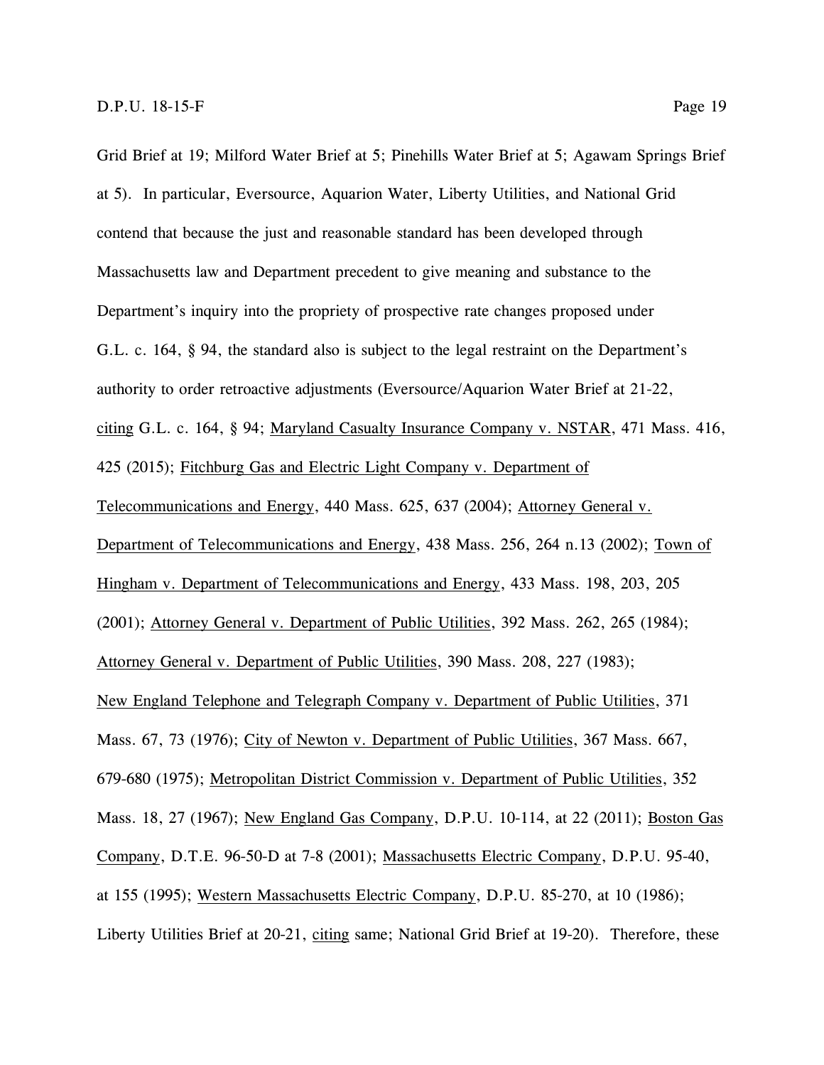Grid Brief at 19; Milford Water Brief at 5; Pinehills Water Brief at 5; Agawam Springs Brief at 5). In particular, Eversource, Aquarion Water, Liberty Utilities, and National Grid contend that because the just and reasonable standard has been developed through Massachusetts law and Department precedent to give meaning and substance to the Department's inquiry into the propriety of prospective rate changes proposed under G.L. c. 164, § 94, the standard also is subject to the legal restraint on the Department's authority to order retroactive adjustments (Eversource/Aquarion Water Brief at 21-22, citing G.L. c. 164, § 94; Maryland Casualty Insurance Company v. NSTAR, 471 Mass. 416, 425 (2015); Fitchburg Gas and Electric Light Company v. Department of Telecommunications and Energy, 440 Mass. 625, 637 (2004); Attorney General v. Department of Telecommunications and Energy, 438 Mass. 256, 264 n.13 (2002); Town of Hingham v. Department of Telecommunications and Energy, 433 Mass. 198, 203, 205 (2001); Attorney General v. Department of Public Utilities, 392 Mass. 262, 265 (1984); Attorney General v. Department of Public Utilities, 390 Mass. 208, 227 (1983); New England Telephone and Telegraph Company v. Department of Public Utilities, 371 Mass. 67, 73 (1976); City of Newton v. Department of Public Utilities, 367 Mass. 667, 679-680 (1975); Metropolitan District Commission v. Department of Public Utilities, 352 Mass. 18, 27 (1967); New England Gas Company, D.P.U. 10-114, at 22 (2011); Boston Gas Company, D.T.E. 96-50-D at 7-8 (2001); Massachusetts Electric Company, D.P.U. 95-40, at 155 (1995); Western Massachusetts Electric Company, D.P.U. 85-270, at 10 (1986); Liberty Utilities Brief at 20-21, citing same; National Grid Brief at 19-20). Therefore, these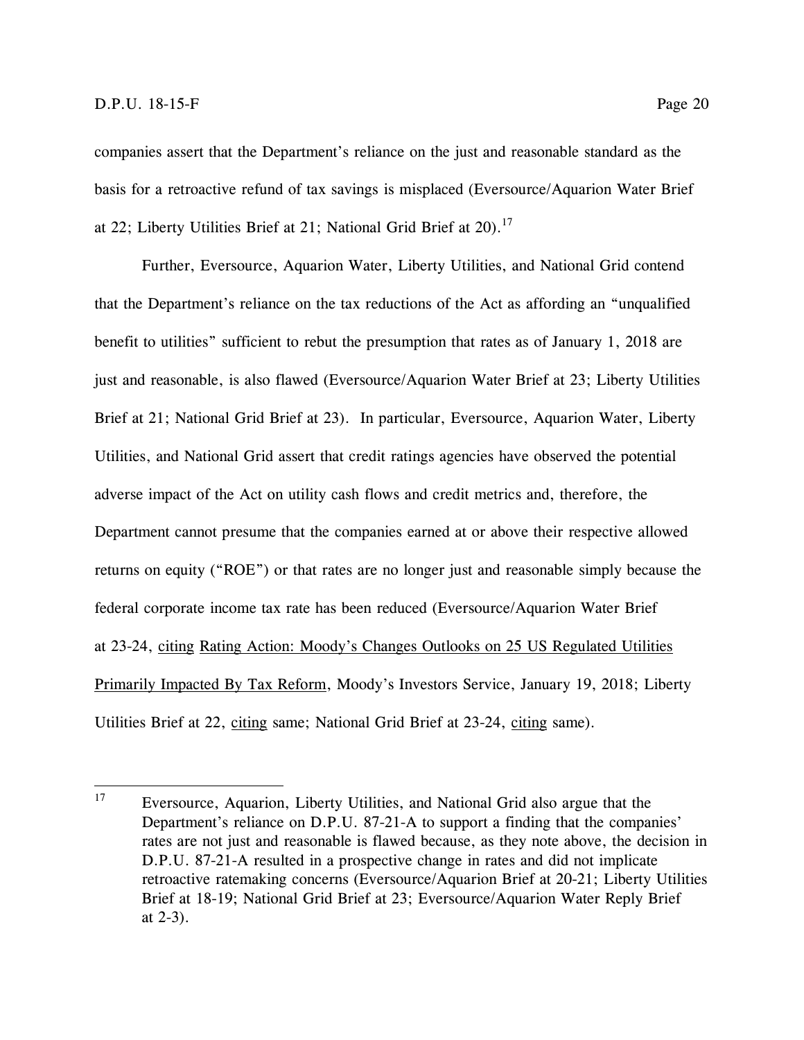companies assert that the Department's reliance on the just and reasonable standard as the basis for a retroactive refund of tax savings is misplaced (Eversource/Aquarion Water Brief at 22; Liberty Utilities Brief at 21; National Grid Brief at 20).[17]

Further, Eversource, Aquarion Water, Liberty Utilities, and National Grid contend that the Department's reliance on the tax reductions of the Act as affording an "unqualified benefit to utilities" sufficient to rebut the presumption that rates as of January 1, 2018 are just and reasonable, is also flawed (Eversource/Aquarion Water Brief at 23; Liberty Utilities Brief at 21; National Grid Brief at 23). In particular, Eversource, Aquarion Water, Liberty Utilities, and National Grid assert that credit ratings agencies have observed the potential adverse impact of the Act on utility cash flows and credit metrics and, therefore, the Department cannot presume that the companies earned at or above their respective allowed returns on equity ("ROE") or that rates are no longer just and reasonable simply because the federal corporate income tax rate has been reduced (Eversource/Aquarion Water Brief at 23-24, <u>citing</u> <u>Rating Action: Moody's Changes Outlooks on 25 US Regulated Utilities Primarily Impacted By Tax Reform</u>, Moody's Investors Service, January 19, 2018; Liberty Utilities Brief at 22, <u>citing</u> same; National Grid Brief at 23-24, <u>citing</u> same).

---

[17] Eversource, Aquarion, Liberty Utilities, and National Grid also argue that the Department's reliance on D.P.U. 87-21-A to support a finding that the companies' rates are not just and reasonable is flawed because, as they note above, the decision in D.P.U. 87-21-A resulted in a prospective change in rates and did not implicate retroactive ratemaking concerns (Eversource/Aquarion Brief at 20-21; Liberty Utilities Brief at 18-19; National Grid Brief at 23; Eversource/Aquarion Water Reply Brief at 2-3).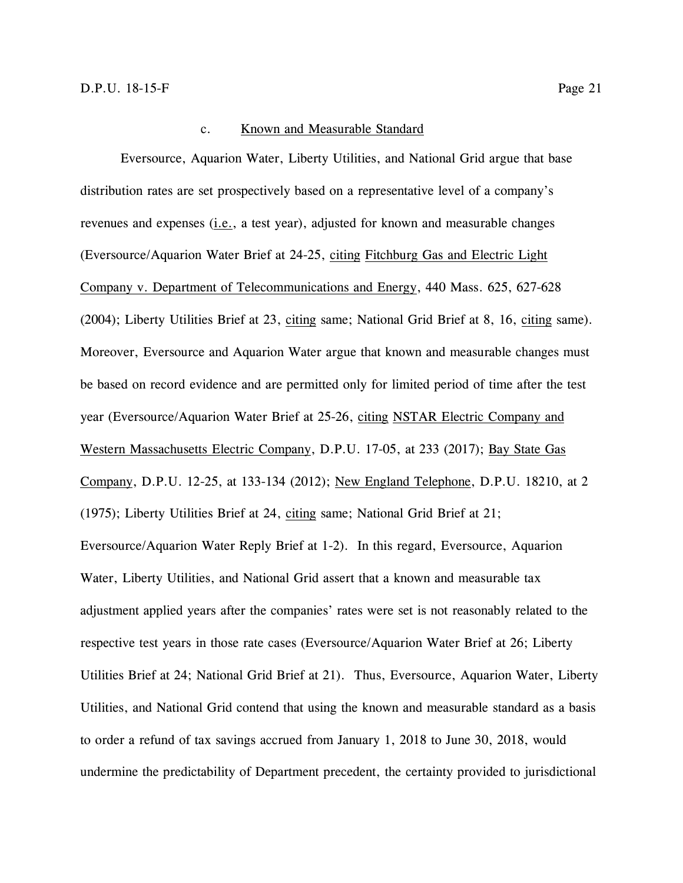### c. Known and Measurable Standard

Eversource, Aquarion Water, Liberty Utilities, and National Grid argue that base distribution rates are set prospectively based on a representative level of a company's revenues and expenses (i.e., a test year), adjusted for known and measurable changes (Eversource/Aquarion Water Brief at 24-25, citing Fitchburg Gas and Electric Light Company v. Department of Telecommunications and Energy, 440 Mass. 625, 627-628 (2004); Liberty Utilities Brief at 23, citing same; National Grid Brief at 8, 16, citing same). Moreover, Eversource and Aquarion Water argue that known and measurable changes must be based on record evidence and are permitted only for limited period of time after the test year (Eversource/Aquarion Water Brief at 25-26, citing NSTAR Electric Company and Western Massachusetts Electric Company, D.P.U. 17-05, at 233 (2017); Bay State Gas Company, D.P.U. 12-25, at 133-134 (2012); New England Telephone, D.P.U. 18210, at 2 (1975); Liberty Utilities Brief at 24, citing same; National Grid Brief at 21; Eversource/Aquarion Water Reply Brief at 1-2). In this regard, Eversource, Aquarion Water, Liberty Utilities, and National Grid assert that a known and measurable tax adjustment applied years after the companies' rates were set is not reasonably related to the respective test years in those rate cases (Eversource/Aquarion Water Brief at 26; Liberty Utilities Brief at 24; National Grid Brief at 21). Thus, Eversource, Aquarion Water, Liberty Utilities, and National Grid contend that using the known and measurable standard as a basis to order a refund of tax savings accrued from January 1, 2018 to June 30, 2018, would undermine the predictability of Department precedent, the certainty provided to jurisdictional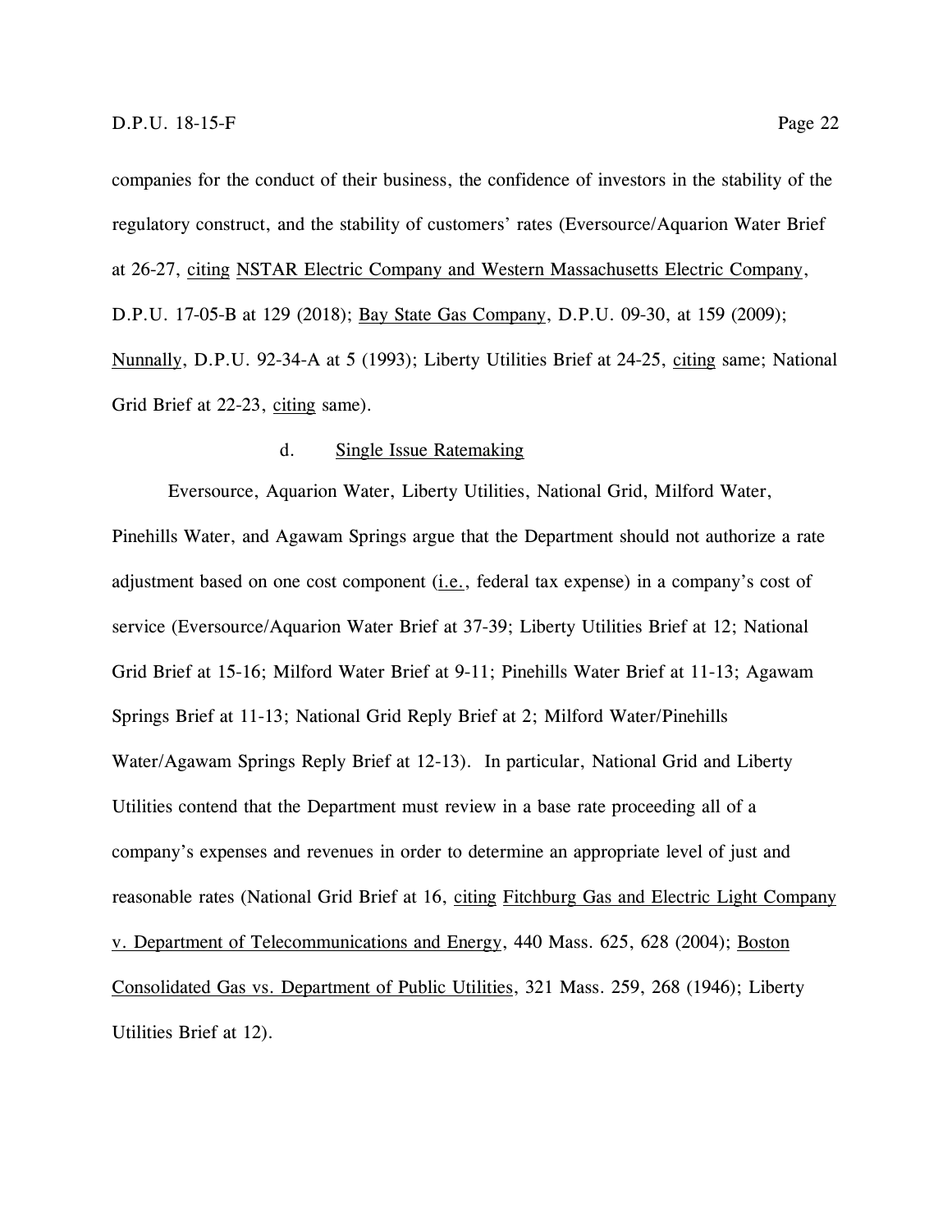companies for the conduct of their business, the confidence of investors in the stability of the regulatory construct, and the stability of customers' rates (Eversource/Aquarion Water Brief at 26-27, citing NSTAR Electric Company and Western Massachusetts Electric Company, D.P.U. 17-05-B at 129 (2018); Bay State Gas Company, D.P.U. 09-30, at 159 (2009); Nunnally, D.P.U. 92-34-A at 5 (1993); Liberty Utilities Brief at 24-25, citing same; National Grid Brief at 22-23, citing same).

#### d. Single Issue Ratemaking

Eversource, Aquarion Water, Liberty Utilities, National Grid, Milford Water, Pinehills Water, and Agawam Springs argue that the Department should not authorize a rate adjustment based on one cost component (i.e., federal tax expense) in a company's cost of service (Eversource/Aquarion Water Brief at 37-39; Liberty Utilities Brief at 12; National Grid Brief at 15-16; Milford Water Brief at 9-11; Pinehills Water Brief at 11-13; Agawam Springs Brief at 11-13; National Grid Reply Brief at 2; Milford Water/Pinehills Water/Agawam Springs Reply Brief at 12-13). In particular, National Grid and Liberty Utilities contend that the Department must review in a base rate proceeding all of a company's expenses and revenues in order to determine an appropriate level of just and reasonable rates (National Grid Brief at 16, citing Fitchburg Gas and Electric Light Company v. Department of Telecommunications and Energy, 440 Mass. 625, 628 (2004); Boston Consolidated Gas vs. Department of Public Utilities, 321 Mass. 259, 268 (1946); Liberty Utilities Brief at 12).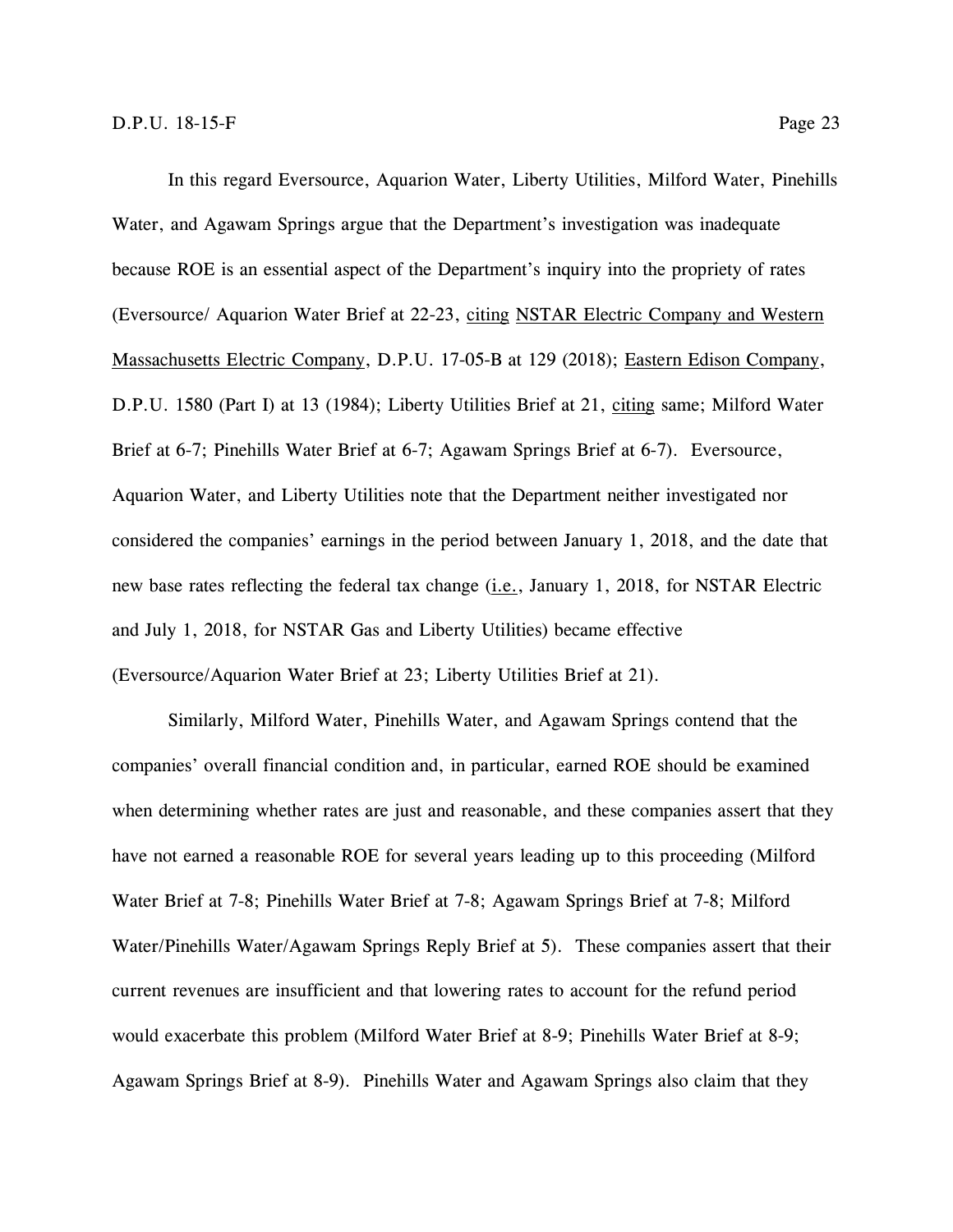In this regard Eversource, Aquarion Water, Liberty Utilities, Milford Water, Pinehills Water, and Agawam Springs argue that the Department's investigation was inadequate because ROE is an essential aspect of the Department's inquiry into the propriety of rates (Eversource/ Aquarion Water Brief at 22-23, citing NSTAR Electric Company and Western Massachusetts Electric Company, D.P.U. 17-05-B at 129 (2018); Eastern Edison Company, D.P.U. 1580 (Part I) at 13 (1984); Liberty Utilities Brief at 21, citing same; Milford Water Brief at 6-7; Pinehills Water Brief at 6-7; Agawam Springs Brief at 6-7). Eversource, Aquarion Water, and Liberty Utilities note that the Department neither investigated nor considered the companies' earnings in the period between January 1, 2018, and the date that new base rates reflecting the federal tax change (i.e., January 1, 2018, for NSTAR Electric and July 1, 2018, for NSTAR Gas and Liberty Utilities) became effective (Eversource/Aquarion Water Brief at 23; Liberty Utilities Brief at 21).

Similarly, Milford Water, Pinehills Water, and Agawam Springs contend that the companies' overall financial condition and, in particular, earned ROE should be examined when determining whether rates are just and reasonable, and these companies assert that they have not earned a reasonable ROE for several years leading up to this proceeding (Milford Water Brief at 7-8; Pinehills Water Brief at 7-8; Agawam Springs Brief at 7-8; Milford Water/Pinehills Water/Agawam Springs Reply Brief at 5). These companies assert that their current revenues are insufficient and that lowering rates to account for the refund period would exacerbate this problem (Milford Water Brief at 8-9; Pinehills Water Brief at 8-9; Agawam Springs Brief at 8-9). Pinehills Water and Agawam Springs also claim that they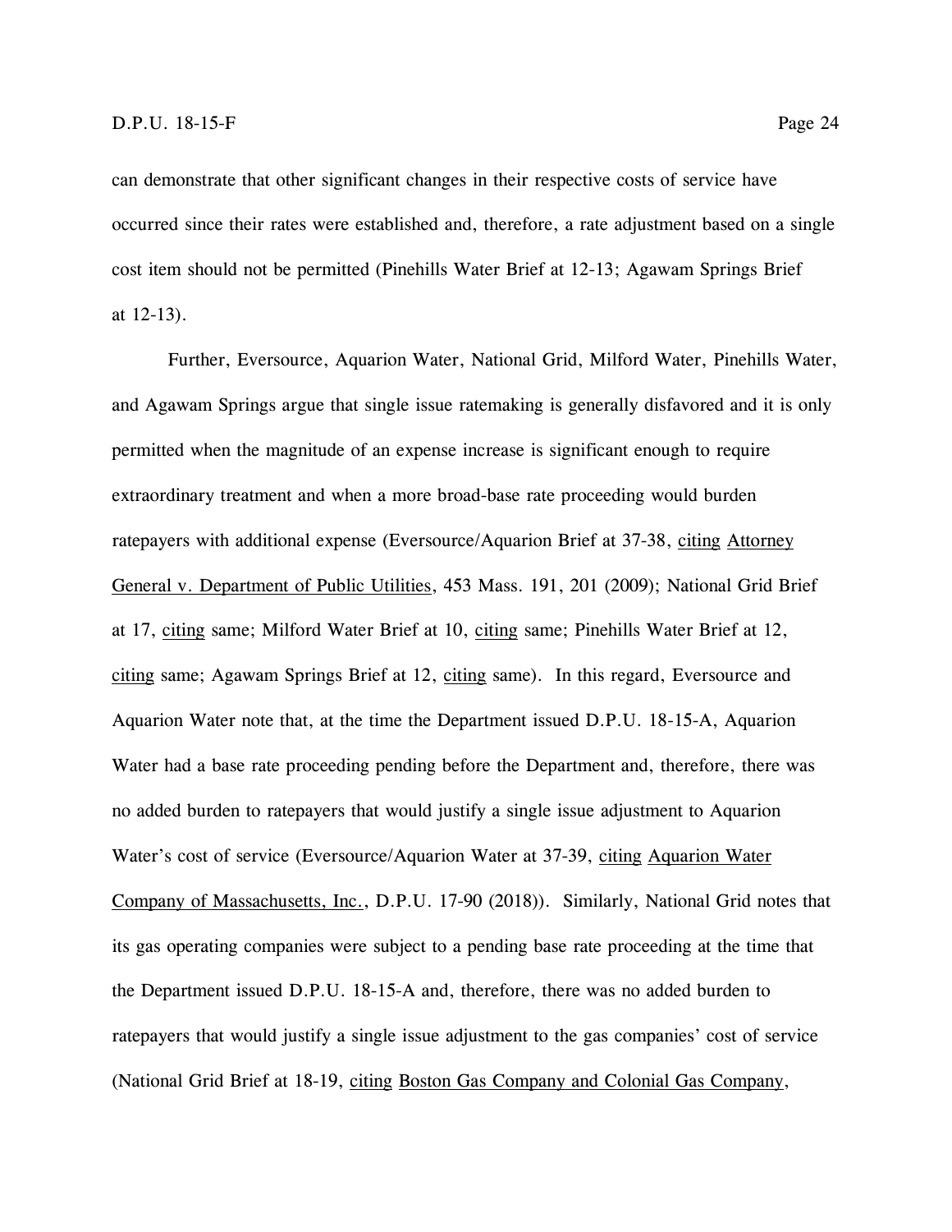can demonstrate that other significant changes in their respective costs of service have occurred since their rates were established and, therefore, a rate adjustment based on a single cost item should not be permitted (Pinehills Water Brief at 12-13; Agawam Springs Brief at 12-13).

Further, Eversource, Aquarion Water, National Grid, Milford Water, Pinehills Water, and Agawam Springs argue that single issue ratemaking is generally disfavored and it is only permitted when the magnitude of an expense increase is significant enough to require extraordinary treatment and when a more broad-base rate proceeding would burden ratepayers with additional expense (Eversource/Aquarion Brief at 37-38, <u>citing</u> <u>Attorney General v. Department of Public Utilities</u>, 453 Mass. 191, 201 (2009); National Grid Brief at 17, <u>citing</u> same; Milford Water Brief at 10, <u>citing</u> same; Pinehills Water Brief at 12, <u>citing</u> same; Agawam Springs Brief at 12, <u>citing</u> same). In this regard, Eversource and Aquarion Water note that, at the time the Department issued D.P.U. 18-15-A, Aquarion Water had a base rate proceeding pending before the Department and, therefore, there was no added burden to ratepayers that would justify a single issue adjustment to Aquarion Water's cost of service (Eversource/Aquarion Water at 37-39, <u>citing</u> <u>Aquarion Water Company of Massachusetts, Inc.</u>, D.P.U. 17-90 (2018)). Similarly, National Grid notes that its gas operating companies were subject to a pending base rate proceeding at the time that the Department issued D.P.U. 18-15-A and, therefore, there was no added burden to ratepayers that would justify a single issue adjustment to the gas companies' cost of service (National Grid Brief at 18-19, <u>citing</u> <u>Boston Gas Company and Colonial Gas Company</u>,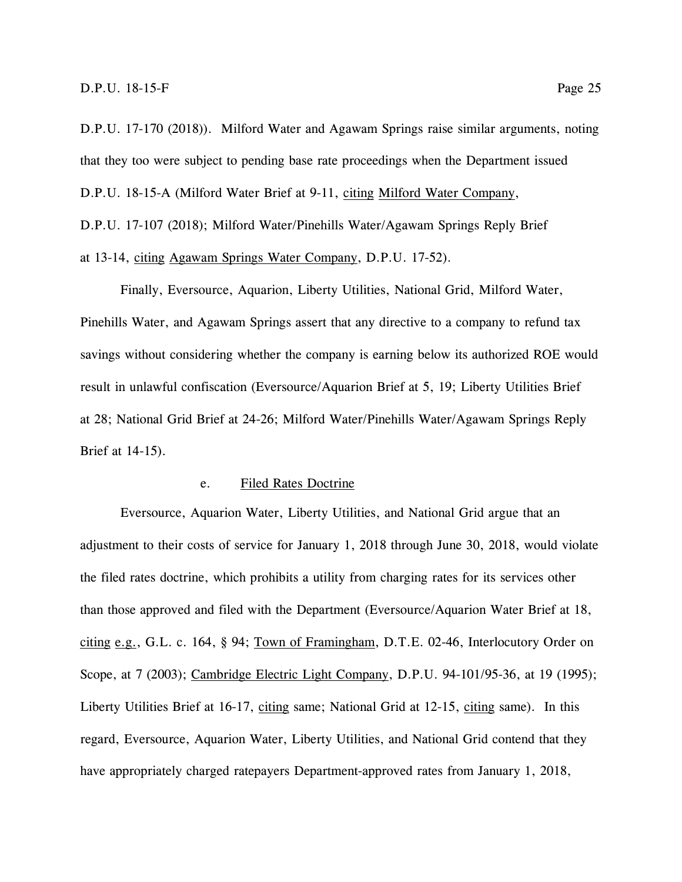D.P.U. 17-170 (2018)). Milford Water and Agawam Springs raise similar arguments, noting that they too were subject to pending base rate proceedings when the Department issued D.P.U. 18-15-A (Milford Water Brief at 9-11, citing Milford Water Company, D.P.U. 17-107 (2018); Milford Water/Pinehills Water/Agawam Springs Reply Brief at 13-14, citing Agawam Springs Water Company, D.P.U. 17-52).

Finally, Eversource, Aquarion, Liberty Utilities, National Grid, Milford Water, Pinehills Water, and Agawam Springs assert that any directive to a company to refund tax savings without considering whether the company is earning below its authorized ROE would result in unlawful confiscation (Eversource/Aquarion Brief at 5, 19; Liberty Utilities Brief at 28; National Grid Brief at 24-26; Milford Water/Pinehills Water/Agawam Springs Reply Brief at 14-15).

#### e. Filed Rates Doctrine

Eversource, Aquarion Water, Liberty Utilities, and National Grid argue that an adjustment to their costs of service for January 1, 2018 through June 30, 2018, would violate the filed rates doctrine, which prohibits a utility from charging rates for its services other than those approved and filed with the Department (Eversource/Aquarion Water Brief at 18, citing e.g., G.L. c. 164, § 94; Town of Framingham, D.T.E. 02-46, Interlocutory Order on Scope, at 7 (2003); Cambridge Electric Light Company, D.P.U. 94-101/95-36, at 19 (1995); Liberty Utilities Brief at 16-17, citing same; National Grid at 12-15, citing same). In this regard, Eversource, Aquarion Water, Liberty Utilities, and National Grid contend that they have appropriately charged ratepayers Department-approved rates from January 1, 2018,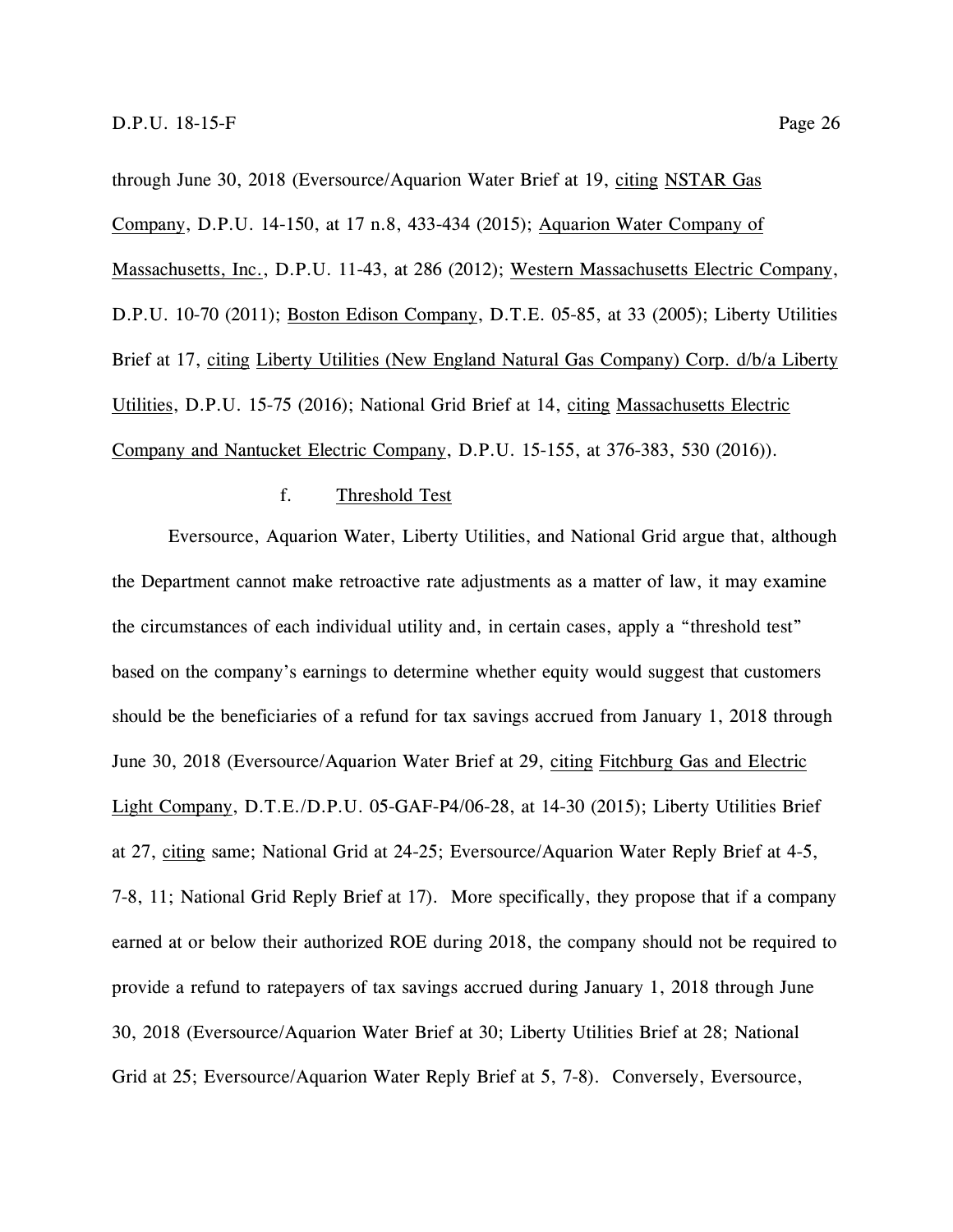through June 30, 2018 (Eversource/Aquarion Water Brief at 19, citing NSTAR Gas Company, D.P.U. 14-150, at 17 n.8, 433-434 (2015); Aquarion Water Company of Massachusetts, Inc., D.P.U. 11-43, at 286 (2012); Western Massachusetts Electric Company, D.P.U. 10-70 (2011); Boston Edison Company, D.T.E. 05-85, at 33 (2005); Liberty Utilities Brief at 17, citing Liberty Utilities (New England Natural Gas Company) Corp. d/b/a Liberty Utilities, D.P.U. 15-75 (2016); National Grid Brief at 14, citing Massachusetts Electric Company and Nantucket Electric Company, D.P.U. 15-155, at 376-383, 530 (2016)).

f. Threshold Test

Eversource, Aquarion Water, Liberty Utilities, and National Grid argue that, although the Department cannot make retroactive rate adjustments as a matter of law, it may examine the circumstances of each individual utility and, in certain cases, apply a "threshold test" based on the company's earnings to determine whether equity would suggest that customers should be the beneficiaries of a refund for tax savings accrued from January 1, 2018 through June 30, 2018 (Eversource/Aquarion Water Brief at 29, citing Fitchburg Gas and Electric Light Company, D.T.E./D.P.U. 05-GAF-P4/06-28, at 14-30 (2015); Liberty Utilities Brief at 27, citing same; National Grid at 24-25; Eversource/Aquarion Water Reply Brief at 4-5, 7-8, 11; National Grid Reply Brief at 17). More specifically, they propose that if a company earned at or below their authorized ROE during 2018, the company should not be required to provide a refund to ratepayers of tax savings accrued during January 1, 2018 through June 30, 2018 (Eversource/Aquarion Water Brief at 30; Liberty Utilities Brief at 28; National Grid at 25; Eversource/Aquarion Water Reply Brief at 5, 7-8). Conversely, Eversource,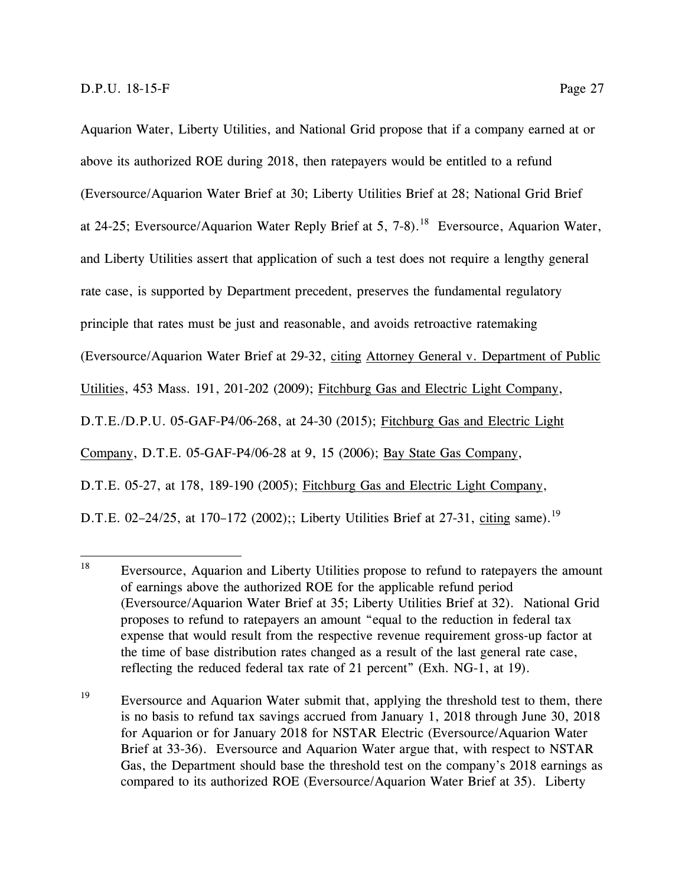Aquarion Water, Liberty Utilities, and National Grid propose that if a company earned at or above its authorized ROE during 2018, then ratepayers would be entitled to a refund (Eversource/Aquarion Water Brief at 30; Liberty Utilities Brief at 28; National Grid Brief at 24-25; Eversource/Aquarion Water Reply Brief at 5, 7-8).[18] Eversource, Aquarion Water, and Liberty Utilities assert that application of such a test does not require a lengthy general rate case, is supported by Department precedent, preserves the fundamental regulatory principle that rates must be just and reasonable, and avoids retroactive ratemaking (Eversource/Aquarion Water Brief at 29-32, citing Attorney General v. Department of Public Utilities, 453 Mass. 191, 201-202 (2009); Fitchburg Gas and Electric Light Company, D.T.E./D.P.U. 05-GAF-P4/06-268, at 24-30 (2015); Fitchburg Gas and Electric Light Company, D.T.E. 05-GAF-P4/06-28 at 9, 15 (2006); Bay State Gas Company, D.T.E. 05-27, at 178, 189-190 (2005); Fitchburg Gas and Electric Light Company, D.T.E. 02–24/25, at 170–172 (2002);; Liberty Utilities Brief at 27-31, citing same).[19]

---

[18] Eversource, Aquarion and Liberty Utilities propose to refund to ratepayers the amount of earnings above the authorized ROE for the applicable refund period (Eversource/Aquarion Water Brief at 35; Liberty Utilities Brief at 32). National Grid proposes to refund to ratepayers an amount "equal to the reduction in federal tax expense that would result from the respective revenue requirement gross-up factor at the time of base distribution rates changed as a result of the last general rate case, reflecting the reduced federal tax rate of 21 percent" (Exh. NG-1, at 19).

[19] Eversource and Aquarion Water submit that, applying the threshold test to them, there is no basis to refund tax savings accrued from January 1, 2018 through June 30, 2018 for Aquarion or for January 2018 for NSTAR Electric (Eversource/Aquarion Water Brief at 33-36). Eversource and Aquarion Water argue that, with respect to NSTAR Gas, the Department should base the threshold test on the company's 2018 earnings as compared to its authorized ROE (Eversource/Aquarion Water Brief at 35). Liberty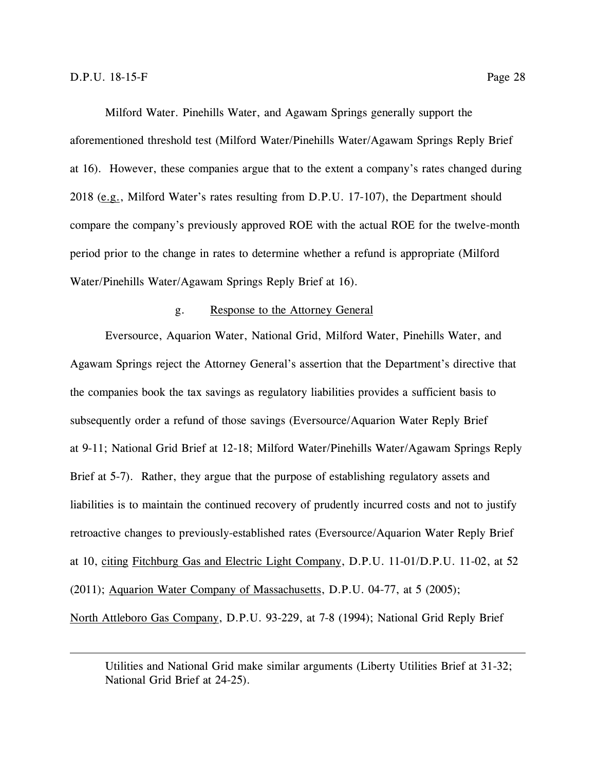Milford Water. Pinehills Water, and Agawam Springs generally support the aforementioned threshold test (Milford Water/Pinehills Water/Agawam Springs Reply Brief at 16). However, these companies argue that to the extent a company's rates changed during 2018 (e.g., Milford Water's rates resulting from D.P.U. 17-107), the Department should compare the company's previously approved ROE with the actual ROE for the twelve-month period prior to the change in rates to determine whether a refund is appropriate (Milford Water/Pinehills Water/Agawam Springs Reply Brief at 16).

g. Response to the Attorney General

Eversource, Aquarion Water, National Grid, Milford Water, Pinehills Water, and Agawam Springs reject the Attorney General's assertion that the Department's directive that the companies book the tax savings as regulatory liabilities provides a sufficient basis to subsequently order a refund of those savings (Eversource/Aquarion Water Reply Brief at 9-11; National Grid Brief at 12-18; Milford Water/Pinehills Water/Agawam Springs Reply Brief at 5-7). Rather, they argue that the purpose of establishing regulatory assets and liabilities is to maintain the continued recovery of prudently incurred costs and not to justify retroactive changes to previously-established rates (Eversource/Aquarion Water Reply Brief at 10, citing Fitchburg Gas and Electric Light Company, D.P.U. 11-01/D.P.U. 11-02, at 52 (2011); Aquarion Water Company of Massachusetts, D.P.U. 04-77, at 5 (2005); North Attleboro Gas Company, D.P.U. 93-229, at 7-8 (1994); National Grid Reply Brief

---

Utilities and National Grid make similar arguments (Liberty Utilities Brief at 31-32; National Grid Brief at 24-25).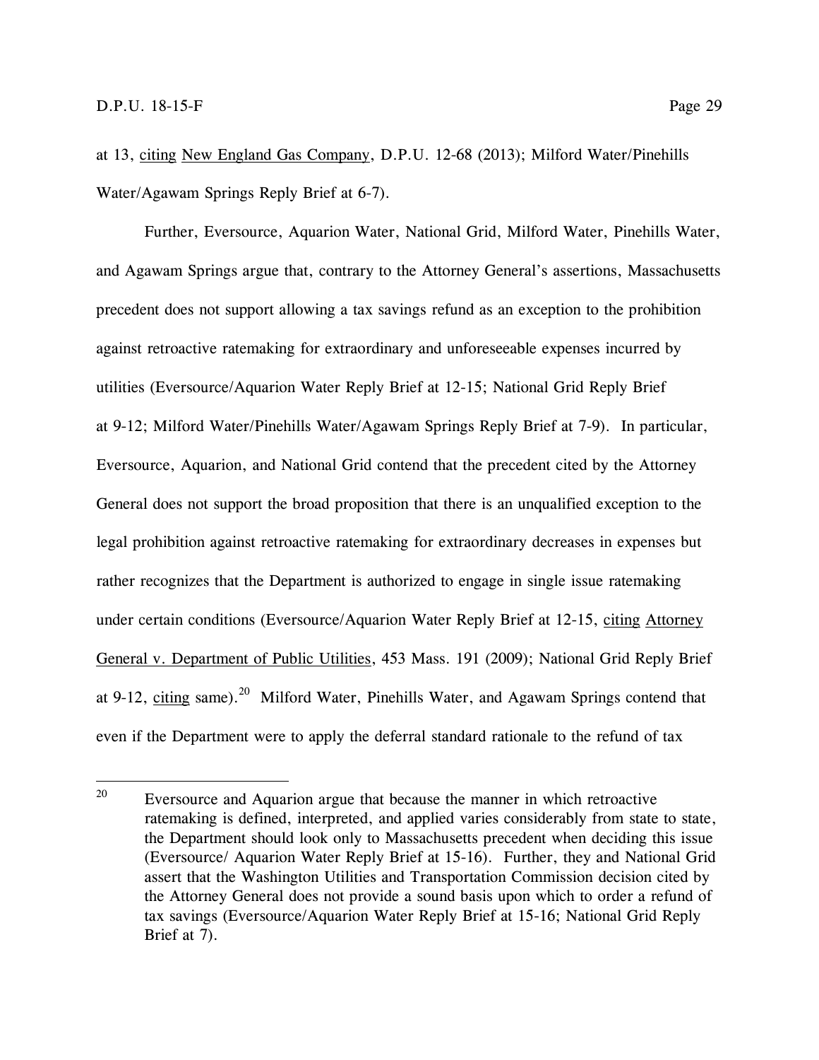at 13, citing New England Gas Company, D.P.U. 12-68 (2013); Milford Water/Pinehills Water/Agawam Springs Reply Brief at 6-7).

Further, Eversource, Aquarion Water, National Grid, Milford Water, Pinehills Water, and Agawam Springs argue that, contrary to the Attorney General's assertions, Massachusetts precedent does not support allowing a tax savings refund as an exception to the prohibition against retroactive ratemaking for extraordinary and unforeseeable expenses incurred by utilities (Eversource/Aquarion Water Reply Brief at 12-15; National Grid Reply Brief at 9-12; Milford Water/Pinehills Water/Agawam Springs Reply Brief at 7-9). In particular, Eversource, Aquarion, and National Grid contend that the precedent cited by the Attorney General does not support the broad proposition that there is an unqualified exception to the legal prohibition against retroactive ratemaking for extraordinary decreases in expenses but rather recognizes that the Department is authorized to engage in single issue ratemaking under certain conditions (Eversource/Aquarion Water Reply Brief at 12-15, citing Attorney General v. Department of Public Utilities, 453 Mass. 191 (2009); National Grid Reply Brief at 9-12, citing same).[20] Milford Water, Pinehills Water, and Agawam Springs contend that even if the Department were to apply the deferral standard rationale to the refund of tax

---

[20] Eversource and Aquarion argue that because the manner in which retroactive ratemaking is defined, interpreted, and applied varies considerably from state to state, the Department should look only to Massachusetts precedent when deciding this issue (Eversource/ Aquarion Water Reply Brief at 15-16). Further, they and National Grid assert that the Washington Utilities and Transportation Commission decision cited by the Attorney General does not provide a sound basis upon which to order a refund of tax savings (Eversource/Aquarion Water Reply Brief at 15-16; National Grid Reply Brief at 7).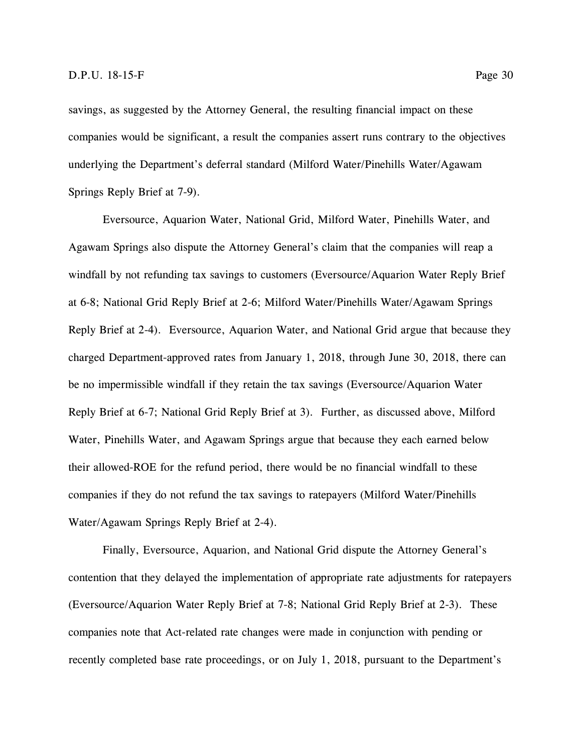savings, as suggested by the Attorney General, the resulting financial impact on these companies would be significant, a result the companies assert runs contrary to the objectives underlying the Department's deferral standard (Milford Water/Pinehills Water/Agawam Springs Reply Brief at 7-9).

Eversource, Aquarion Water, National Grid, Milford Water, Pinehills Water, and Agawam Springs also dispute the Attorney General's claim that the companies will reap a windfall by not refunding tax savings to customers (Eversource/Aquarion Water Reply Brief at 6-8; National Grid Reply Brief at 2-6; Milford Water/Pinehills Water/Agawam Springs Reply Brief at 2-4). Eversource, Aquarion Water, and National Grid argue that because they charged Department-approved rates from January 1, 2018, through June 30, 2018, there can be no impermissible windfall if they retain the tax savings (Eversource/Aquarion Water Reply Brief at 6-7; National Grid Reply Brief at 3). Further, as discussed above, Milford Water, Pinehills Water, and Agawam Springs argue that because they each earned below their allowed-ROE for the refund period, there would be no financial windfall to these companies if they do not refund the tax savings to ratepayers (Milford Water/Pinehills Water/Agawam Springs Reply Brief at 2-4).

Finally, Eversource, Aquarion, and National Grid dispute the Attorney General's contention that they delayed the implementation of appropriate rate adjustments for ratepayers (Eversource/Aquarion Water Reply Brief at 7-8; National Grid Reply Brief at 2-3). These companies note that Act-related rate changes were made in conjunction with pending or recently completed base rate proceedings, or on July 1, 2018, pursuant to the Department's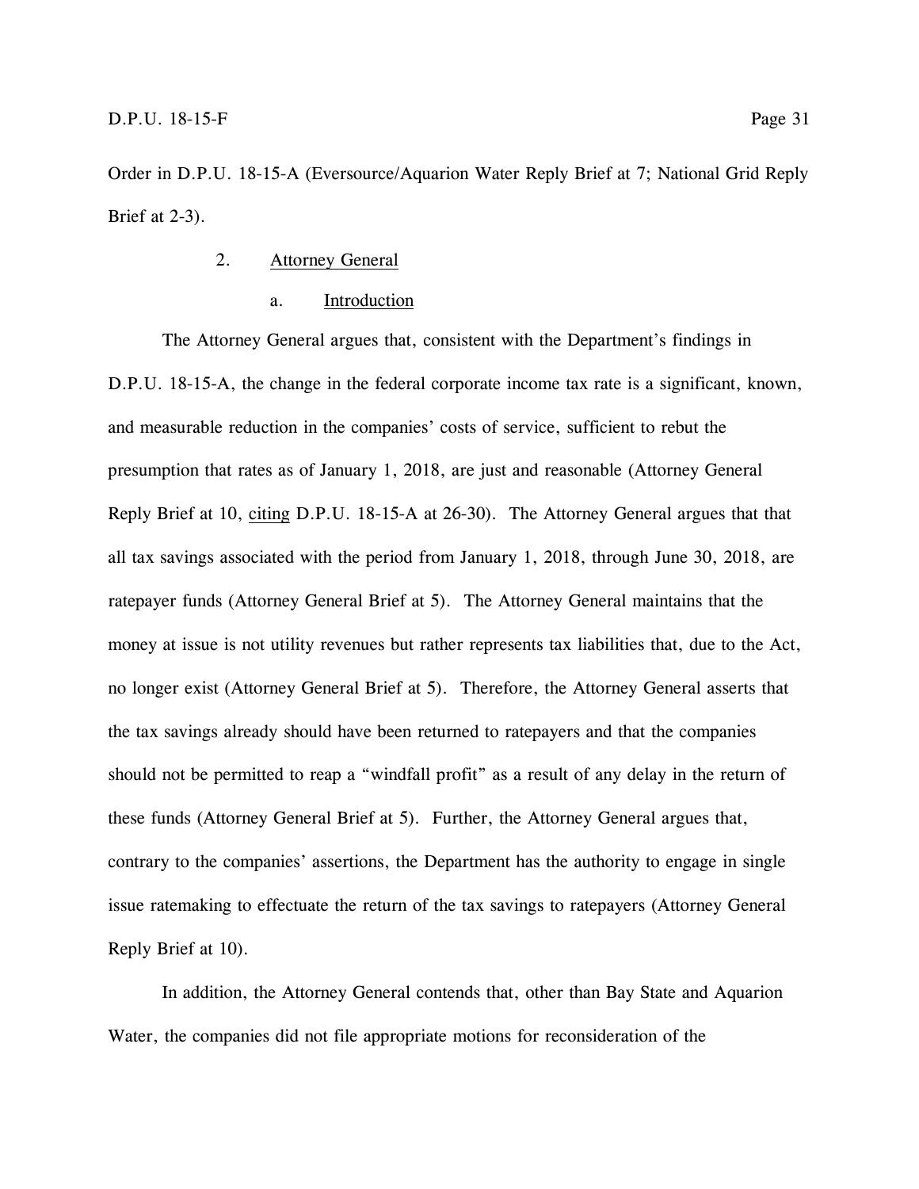Order in D.P.U. 18-15-A (Eversource/Aquarion Water Reply Brief at 7; National Grid Reply Brief at 2-3).

2. Attorney General

a. Introduction

The Attorney General argues that, consistent with the Department's findings in D.P.U. 18-15-A, the change in the federal corporate income tax rate is a significant, known, and measurable reduction in the companies' costs of service, sufficient to rebut the presumption that rates as of January 1, 2018, are just and reasonable (Attorney General Reply Brief at 10, citing D.P.U. 18-15-A at 26-30). The Attorney General argues that that all tax savings associated with the period from January 1, 2018, through June 30, 2018, are ratepayer funds (Attorney General Brief at 5). The Attorney General maintains that the money at issue is not utility revenues but rather represents tax liabilities that, due to the Act, no longer exist (Attorney General Brief at 5). Therefore, the Attorney General asserts that the tax savings already should have been returned to ratepayers and that the companies should not be permitted to reap a "windfall profit" as a result of any delay in the return of these funds (Attorney General Brief at 5). Further, the Attorney General argues that, contrary to the companies' assertions, the Department has the authority to engage in single issue ratemaking to effectuate the return of the tax savings to ratepayers (Attorney General Reply Brief at 10).

In addition, the Attorney General contends that, other than Bay State and Aquarion Water, the companies did not file appropriate motions for reconsideration of the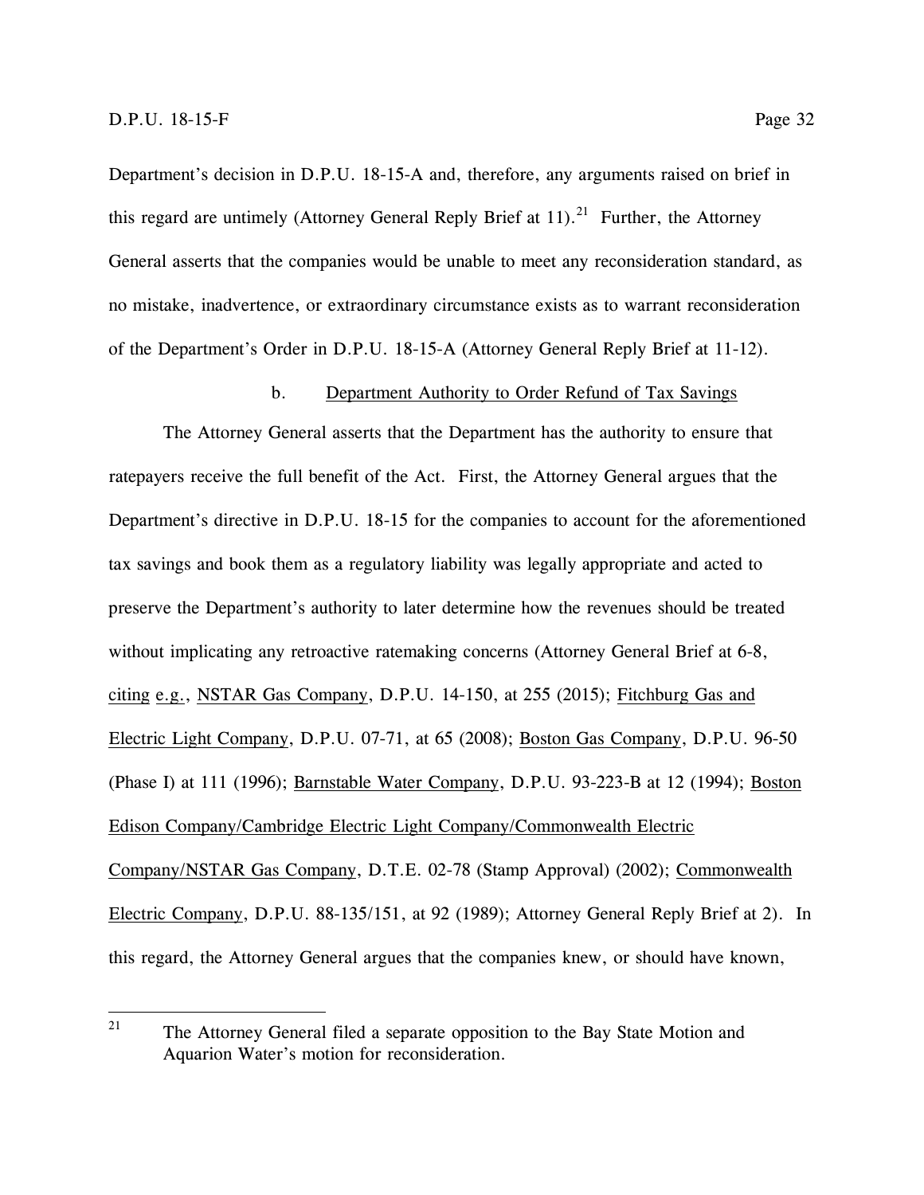Department's decision in D.P.U. 18-15-A and, therefore, any arguments raised on brief in this regard are untimely (Attorney General Reply Brief at 11).[21] Further, the Attorney General asserts that the companies would be unable to meet any reconsideration standard, as no mistake, inadvertence, or extraordinary circumstance exists as to warrant reconsideration of the Department's Order in D.P.U. 18-15-A (Attorney General Reply Brief at 11-12).

b. Department Authority to Order Refund of Tax Savings

The Attorney General asserts that the Department has the authority to ensure that ratepayers receive the full benefit of the Act. First, the Attorney General argues that the Department's directive in D.P.U. 18-15 for the companies to account for the aforementioned tax savings and book them as a regulatory liability was legally appropriate and acted to preserve the Department's authority to later determine how the revenues should be treated without implicating any retroactive ratemaking concerns (Attorney General Brief at 6-8, citing e.g., NSTAR Gas Company, D.P.U. 14-150, at 255 (2015); Fitchburg Gas and Electric Light Company, D.P.U. 07-71, at 65 (2008); Boston Gas Company, D.P.U. 96-50 (Phase I) at 111 (1996); Barnstable Water Company, D.P.U. 93-223-B at 12 (1994); Boston Edison Company/Cambridge Electric Light Company/Commonwealth Electric Company/NSTAR Gas Company, D.T.E. 02-78 (Stamp Approval) (2002); Commonwealth Electric Company, D.P.U. 88-135/151, at 92 (1989); Attorney General Reply Brief at 2). In this regard, the Attorney General argues that the companies knew, or should have known,

[21] The Attorney General filed a separate opposition to the Bay State Motion and Aquarion Water's motion for reconsideration.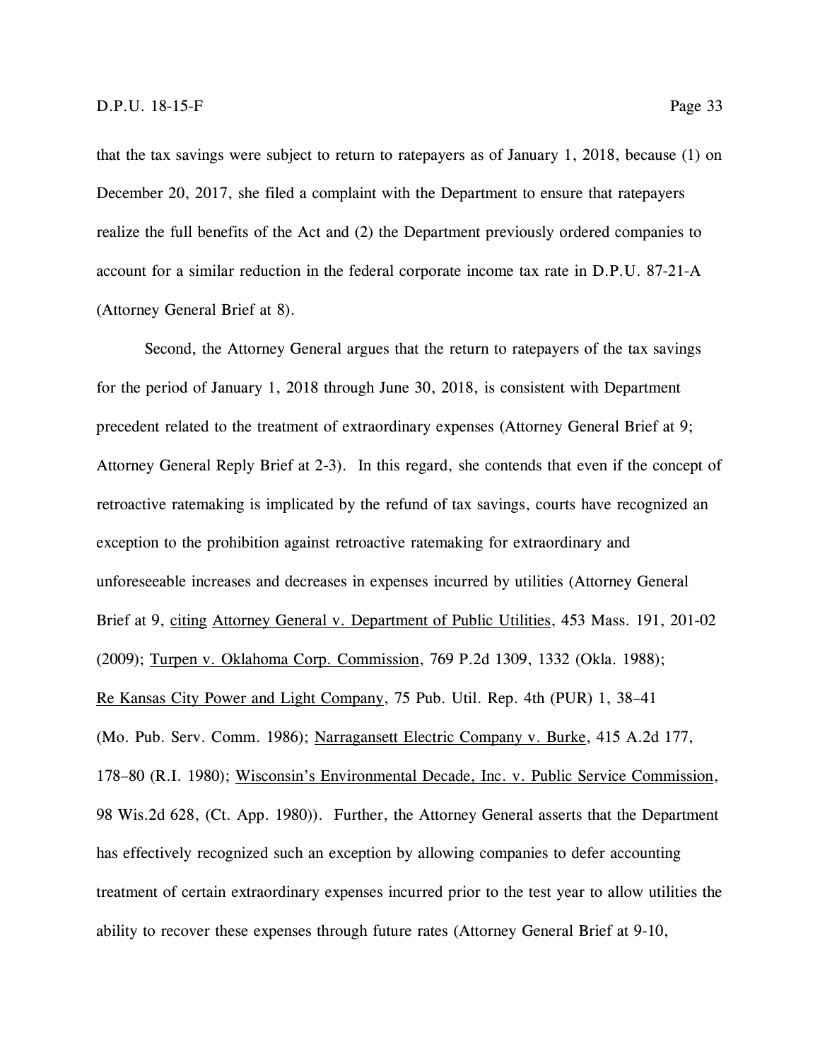that the tax savings were subject to return to ratepayers as of January 1, 2018, because (1) on December 20, 2017, she filed a complaint with the Department to ensure that ratepayers realize the full benefits of the Act and (2) the Department previously ordered companies to account for a similar reduction in the federal corporate income tax rate in D.P.U. 87-21-A (Attorney General Brief at 8).

Second, the Attorney General argues that the return to ratepayers of the tax savings for the period of January 1, 2018 through June 30, 2018, is consistent with Department precedent related to the treatment of extraordinary expenses (Attorney General Brief at 9; Attorney General Reply Brief at 2-3). In this regard, she contends that even if the concept of retroactive ratemaking is implicated by the refund of tax savings, courts have recognized an exception to the prohibition against retroactive ratemaking for extraordinary and unforeseeable increases and decreases in expenses incurred by utilities (Attorney General Brief at 9, citing Attorney General v. Department of Public Utilities, 453 Mass. 191, 201-02 (2009); Turpen v. Oklahoma Corp. Commission, 769 P.2d 1309, 1332 (Okla. 1988); Re Kansas City Power and Light Company, 75 Pub. Util. Rep. 4th (PUR) 1, 38–41 (Mo. Pub. Serv. Comm. 1986); Narragansett Electric Company v. Burke, 415 A.2d 177, 178–80 (R.I. 1980); Wisconsin's Environmental Decade, Inc. v. Public Service Commission, 98 Wis.2d 628, (Ct. App. 1980)). Further, the Attorney General asserts that the Department has effectively recognized such an exception by allowing companies to defer accounting treatment of certain extraordinary expenses incurred prior to the test year to allow utilities the ability to recover these expenses through future rates (Attorney General Brief at 9-10,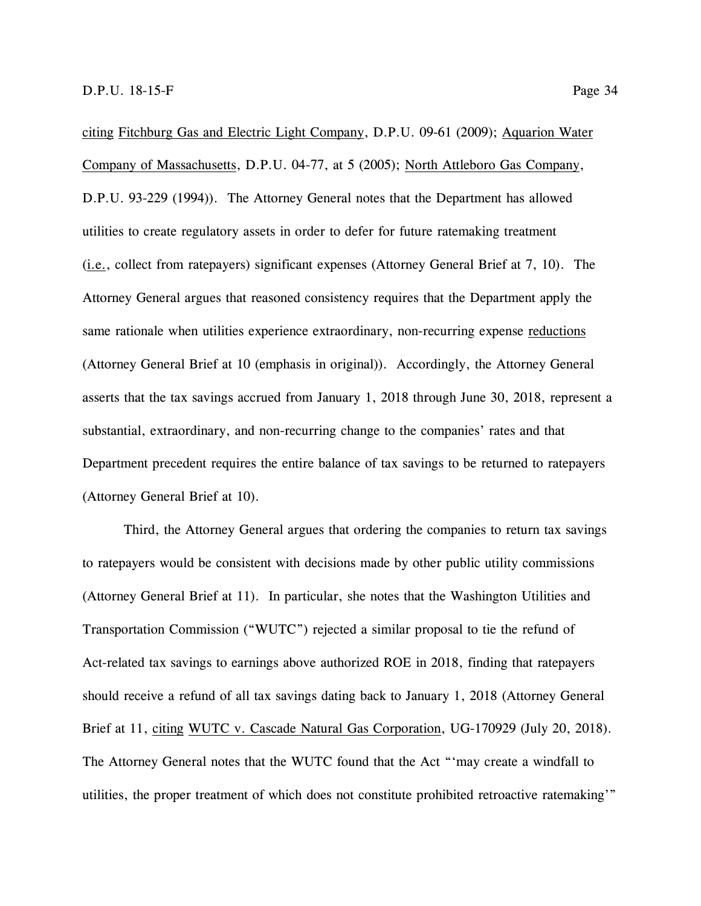citing Fitchburg Gas and Electric Light Company, D.P.U. 09-61 (2009); Aquarion Water Company of Massachusetts, D.P.U. 04-77, at 5 (2005); North Attleboro Gas Company, D.P.U. 93-229 (1994)). The Attorney General notes that the Department has allowed utilities to create regulatory assets in order to defer for future ratemaking treatment (i.e., collect from ratepayers) significant expenses (Attorney General Brief at 7, 10). The Attorney General argues that reasoned consistency requires that the Department apply the same rationale when utilities experience extraordinary, non-recurring expense reductions (Attorney General Brief at 10 (emphasis in original)). Accordingly, the Attorney General asserts that the tax savings accrued from January 1, 2018 through June 30, 2018, represent a substantial, extraordinary, and non-recurring change to the companies' rates and that Department precedent requires the entire balance of tax savings to be returned to ratepayers (Attorney General Brief at 10).

Third, the Attorney General argues that ordering the companies to return tax savings to ratepayers would be consistent with decisions made by other public utility commissions (Attorney General Brief at 11). In particular, she notes that the Washington Utilities and Transportation Commission ("WUTC") rejected a similar proposal to tie the refund of Act-related tax savings to earnings above authorized ROE in 2018, finding that ratepayers should receive a refund of all tax savings dating back to January 1, 2018 (Attorney General Brief at 11, citing WUTC v. Cascade Natural Gas Corporation, UG-170929 (July 20, 2018). The Attorney General notes that the WUTC found that the Act "'may create a windfall to utilities, the proper treatment of which does not constitute prohibited retroactive ratemaking'"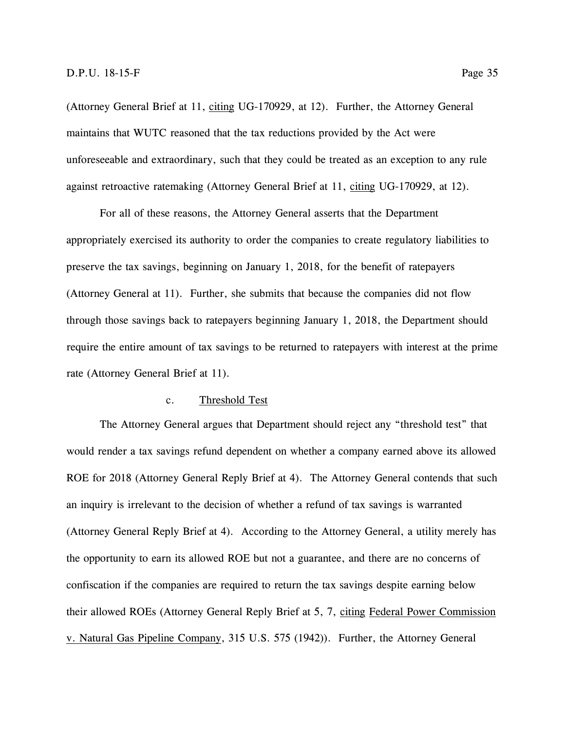(Attorney General Brief at 11, citing UG-170929, at 12). Further, the Attorney General maintains that WUTC reasoned that the tax reductions provided by the Act were unforeseeable and extraordinary, such that they could be treated as an exception to any rule against retroactive ratemaking (Attorney General Brief at 11, citing UG-170929, at 12).

For all of these reasons, the Attorney General asserts that the Department appropriately exercised its authority to order the companies to create regulatory liabilities to preserve the tax savings, beginning on January 1, 2018, for the benefit of ratepayers (Attorney General at 11). Further, she submits that because the companies did not flow through those savings back to ratepayers beginning January 1, 2018, the Department should require the entire amount of tax savings to be returned to ratepayers with interest at the prime rate (Attorney General Brief at 11).

#### c. Threshold Test

The Attorney General argues that Department should reject any "threshold test" that would render a tax savings refund dependent on whether a company earned above its allowed ROE for 2018 (Attorney General Reply Brief at 4). The Attorney General contends that such an inquiry is irrelevant to the decision of whether a refund of tax savings is warranted (Attorney General Reply Brief at 4). According to the Attorney General, a utility merely has the opportunity to earn its allowed ROE but not a guarantee, and there are no concerns of confiscation if the companies are required to return the tax savings despite earning below their allowed ROEs (Attorney General Reply Brief at 5, 7, citing Federal Power Commission v. Natural Gas Pipeline Company, 315 U.S. 575 (1942)). Further, the Attorney General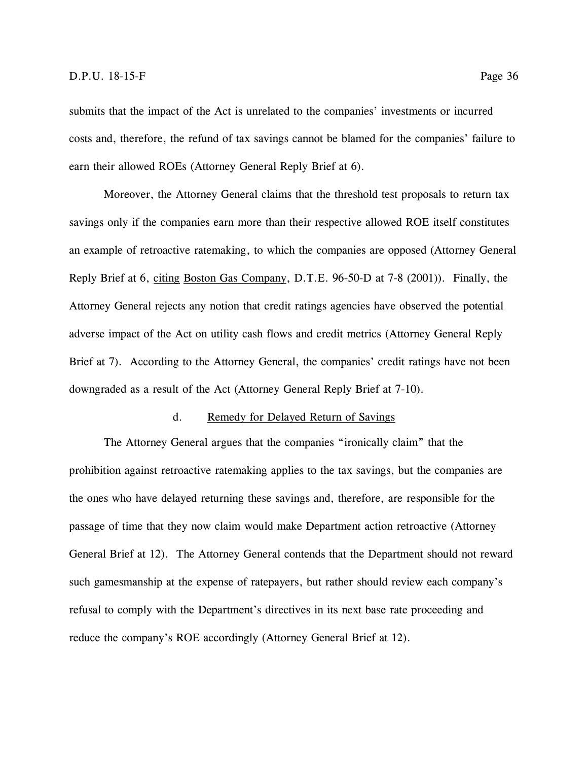submits that the impact of the Act is unrelated to the companies' investments or incurred costs and, therefore, the refund of tax savings cannot be blamed for the companies' failure to earn their allowed ROEs (Attorney General Reply Brief at 6).

Moreover, the Attorney General claims that the threshold test proposals to return tax savings only if the companies earn more than their respective allowed ROE itself constitutes an example of retroactive ratemaking, to which the companies are opposed (Attorney General Reply Brief at 6, citing Boston Gas Company, D.T.E. 96-50-D at 7-8 (2001)). Finally, the Attorney General rejects any notion that credit ratings agencies have observed the potential adverse impact of the Act on utility cash flows and credit metrics (Attorney General Reply Brief at 7). According to the Attorney General, the companies' credit ratings have not been downgraded as a result of the Act (Attorney General Reply Brief at 7-10).

#### d. Remedy for Delayed Return of Savings

The Attorney General argues that the companies "ironically claim" that the prohibition against retroactive ratemaking applies to the tax savings, but the companies are the ones who have delayed returning these savings and, therefore, are responsible for the passage of time that they now claim would make Department action retroactive (Attorney General Brief at 12). The Attorney General contends that the Department should not reward such gamesmanship at the expense of ratepayers, but rather should review each company's refusal to comply with the Department's directives in its next base rate proceeding and reduce the company's ROE accordingly (Attorney General Brief at 12).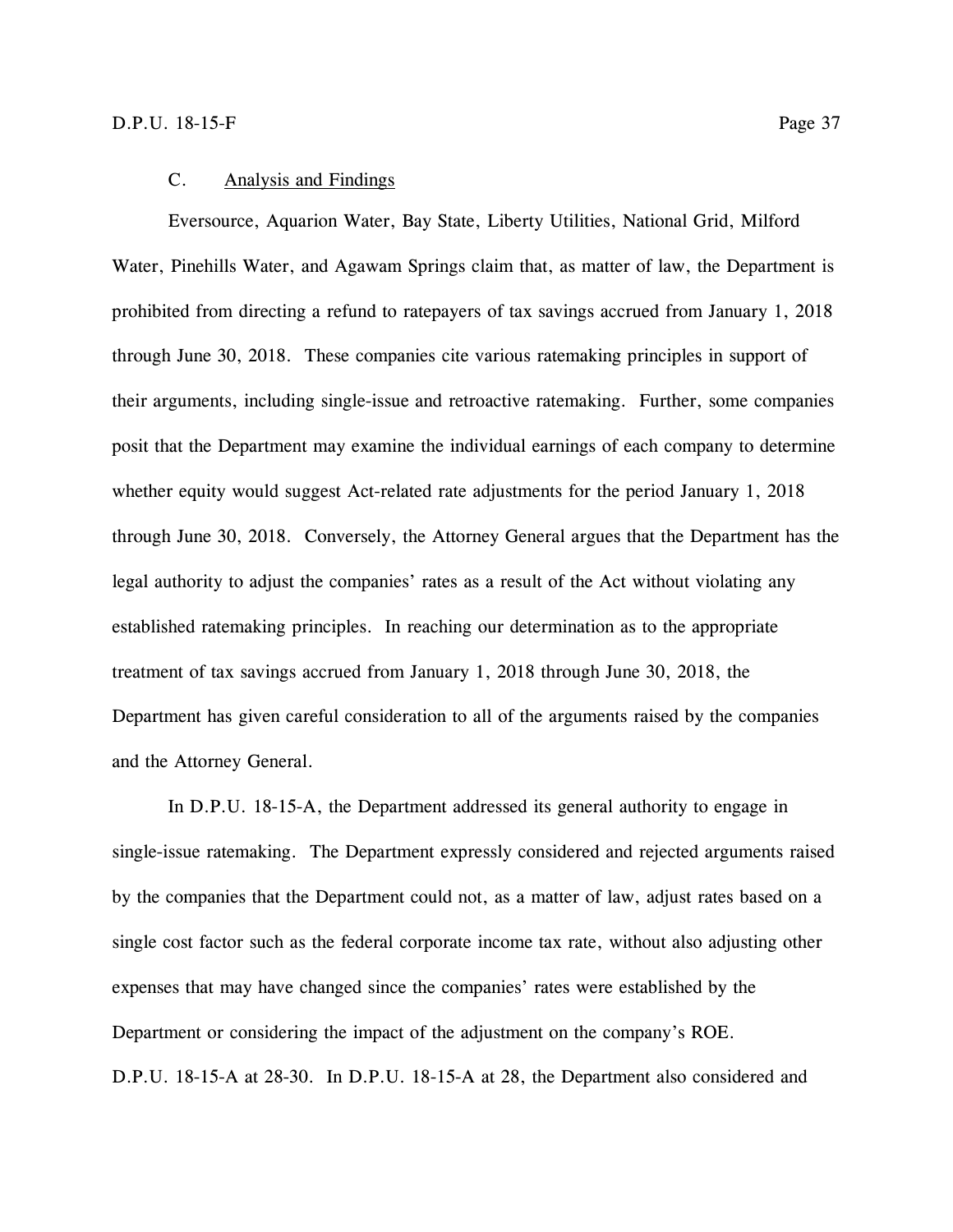### C. Analysis and Findings

Eversource, Aquarion Water, Bay State, Liberty Utilities, National Grid, Milford Water, Pinehills Water, and Agawam Springs claim that, as matter of law, the Department is prohibited from directing a refund to ratepayers of tax savings accrued from January 1, 2018 through June 30, 2018. These companies cite various ratemaking principles in support of their arguments, including single-issue and retroactive ratemaking. Further, some companies posit that the Department may examine the individual earnings of each company to determine whether equity would suggest Act-related rate adjustments for the period January 1, 2018 through June 30, 2018. Conversely, the Attorney General argues that the Department has the legal authority to adjust the companies' rates as a result of the Act without violating any established ratemaking principles. In reaching our determination as to the appropriate treatment of tax savings accrued from January 1, 2018 through June 30, 2018, the Department has given careful consideration to all of the arguments raised by the companies and the Attorney General.

In D.P.U. 18-15-A, the Department addressed its general authority to engage in single-issue ratemaking. The Department expressly considered and rejected arguments raised by the companies that the Department could not, as a matter of law, adjust rates based on a single cost factor such as the federal corporate income tax rate, without also adjusting other expenses that may have changed since the companies' rates were established by the Department or considering the impact of the adjustment on the company's ROE. D.P.U. 18-15-A at 28-30. In D.P.U. 18-15-A at 28, the Department also considered and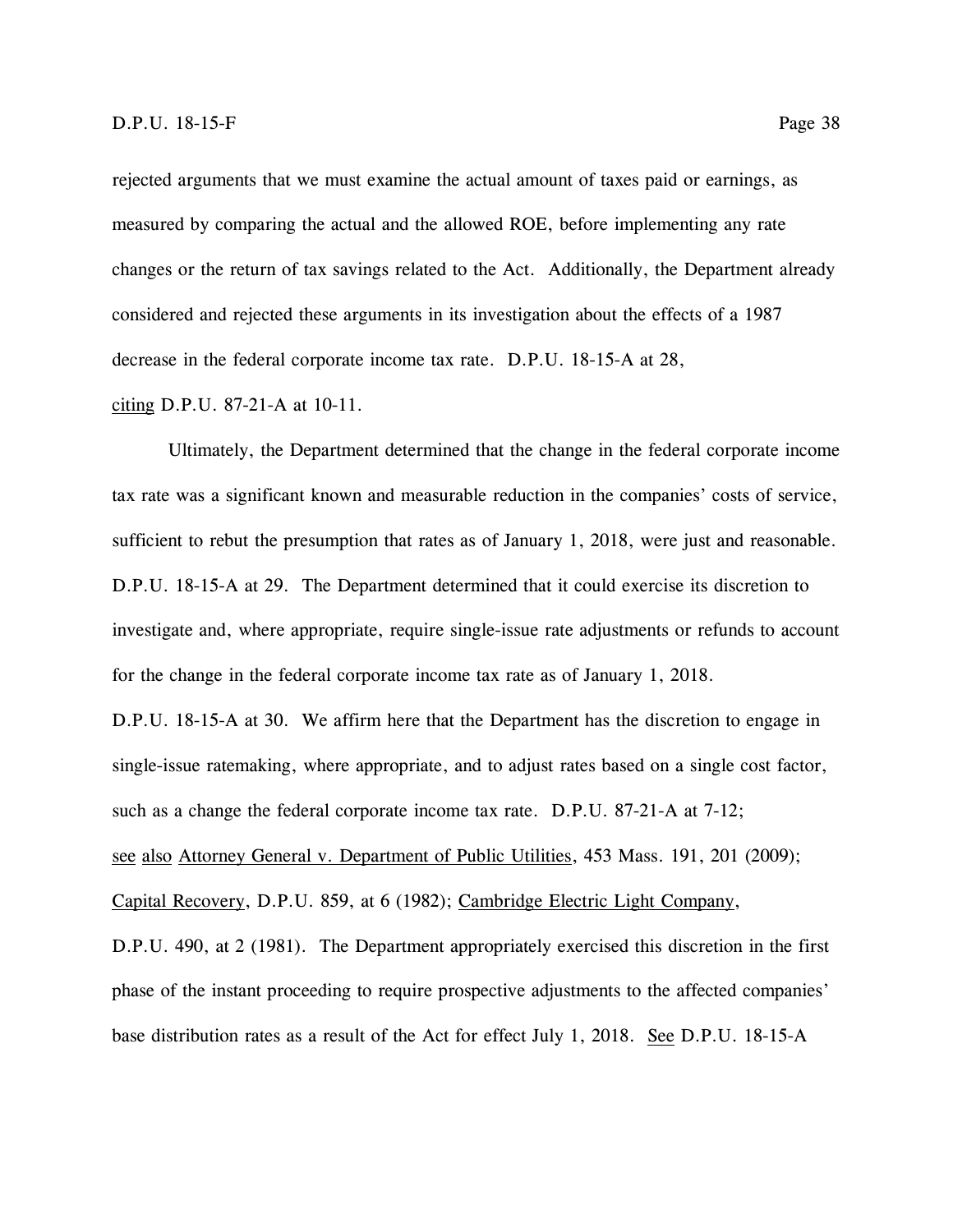rejected arguments that we must examine the actual amount of taxes paid or earnings, as measured by comparing the actual and the allowed ROE, before implementing any rate changes or the return of tax savings related to the Act. Additionally, the Department already considered and rejected these arguments in its investigation about the effects of a 1987 decrease in the federal corporate income tax rate. D.P.U. 18-15-A at 28, citing D.P.U. 87-21-A at 10-11.

Ultimately, the Department determined that the change in the federal corporate income tax rate was a significant known and measurable reduction in the companies' costs of service, sufficient to rebut the presumption that rates as of January 1, 2018, were just and reasonable. D.P.U. 18-15-A at 29. The Department determined that it could exercise its discretion to investigate and, where appropriate, require single-issue rate adjustments or refunds to account for the change in the federal corporate income tax rate as of January 1, 2018. D.P.U. 18-15-A at 30. We affirm here that the Department has the discretion to engage in single-issue ratemaking, where appropriate, and to adjust rates based on a single cost factor, such as a change the federal corporate income tax rate. D.P.U. 87-21-A at 7-12; see also Attorney General v. Department of Public Utilities, 453 Mass. 191, 201 (2009); Capital Recovery, D.P.U. 859, at 6 (1982); Cambridge Electric Light Company, D.P.U. 490, at 2 (1981). The Department appropriately exercised this discretion in the first phase of the instant proceeding to require prospective adjustments to the affected companies' base distribution rates as a result of the Act for effect July 1, 2018. See D.P.U. 18-15-A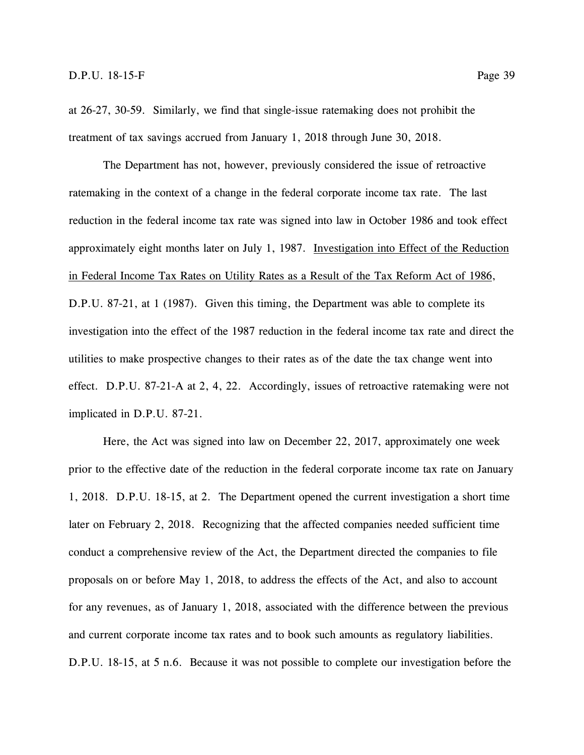at 26-27, 30-59. Similarly, we find that single-issue ratemaking does not prohibit the treatment of tax savings accrued from January 1, 2018 through June 30, 2018.

The Department has not, however, previously considered the issue of retroactive ratemaking in the context of a change in the federal corporate income tax rate. The last reduction in the federal income tax rate was signed into law in October 1986 and took effect approximately eight months later on July 1, 1987. Investigation into Effect of the Reduction in Federal Income Tax Rates on Utility Rates as a Result of the Tax Reform Act of 1986, D.P.U. 87-21, at 1 (1987). Given this timing, the Department was able to complete its investigation into the effect of the 1987 reduction in the federal income tax rate and direct the utilities to make prospective changes to their rates as of the date the tax change went into effect. D.P.U. 87-21-A at 2, 4, 22. Accordingly, issues of retroactive ratemaking were not implicated in D.P.U. 87-21.

Here, the Act was signed into law on December 22, 2017, approximately one week prior to the effective date of the reduction in the federal corporate income tax rate on January 1, 2018. D.P.U. 18-15, at 2. The Department opened the current investigation a short time later on February 2, 2018. Recognizing that the affected companies needed sufficient time conduct a comprehensive review of the Act, the Department directed the companies to file proposals on or before May 1, 2018, to address the effects of the Act, and also to account for any revenues, as of January 1, 2018, associated with the difference between the previous and current corporate income tax rates and to book such amounts as regulatory liabilities. D.P.U. 18-15, at 5 n.6. Because it was not possible to complete our investigation before the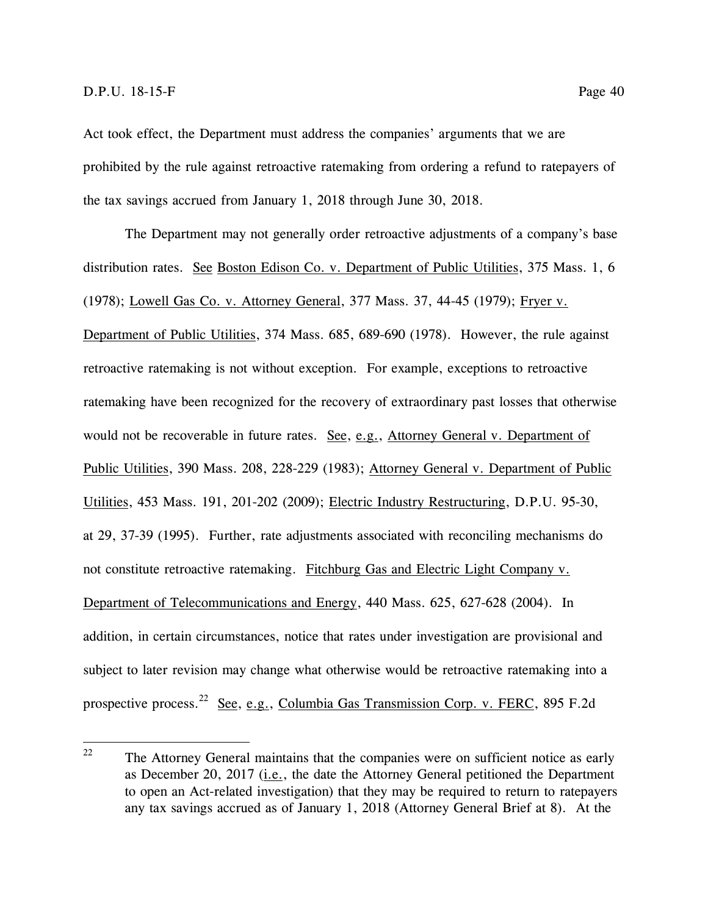Act took effect, the Department must address the companies' arguments that we are prohibited by the rule against retroactive ratemaking from ordering a refund to ratepayers of the tax savings accrued from January 1, 2018 through June 30, 2018.

The Department may not generally order retroactive adjustments of a company's base distribution rates. See Boston Edison Co. v. Department of Public Utilities, 375 Mass. 1, 6 (1978); Lowell Gas Co. v. Attorney General, 377 Mass. 37, 44-45 (1979); Fryer v. Department of Public Utilities, 374 Mass. 685, 689-690 (1978). However, the rule against retroactive ratemaking is not without exception. For example, exceptions to retroactive ratemaking have been recognized for the recovery of extraordinary past losses that otherwise would not be recoverable in future rates. See, e.g., Attorney General v. Department of Public Utilities, 390 Mass. 208, 228-229 (1983); Attorney General v. Department of Public Utilities, 453 Mass. 191, 201-202 (2009); Electric Industry Restructuring, D.P.U. 95-30, at 29, 37-39 (1995). Further, rate adjustments associated with reconciling mechanisms do not constitute retroactive ratemaking. Fitchburg Gas and Electric Light Company v. Department of Telecommunications and Energy, 440 Mass. 625, 627-628 (2004). In addition, in certain circumstances, notice that rates under investigation are provisional and subject to later revision may change what otherwise would be retroactive ratemaking into a prospective process.[22] See, e.g., Columbia Gas Transmission Corp. v. FERC, 895 F.2d

[22] The Attorney General maintains that the companies were on sufficient notice as early as December 20, 2017 (i.e., the date the Attorney General petitioned the Department to open an Act-related investigation) that they may be required to return to ratepayers any tax savings accrued as of January 1, 2018 (Attorney General Brief at 8). At the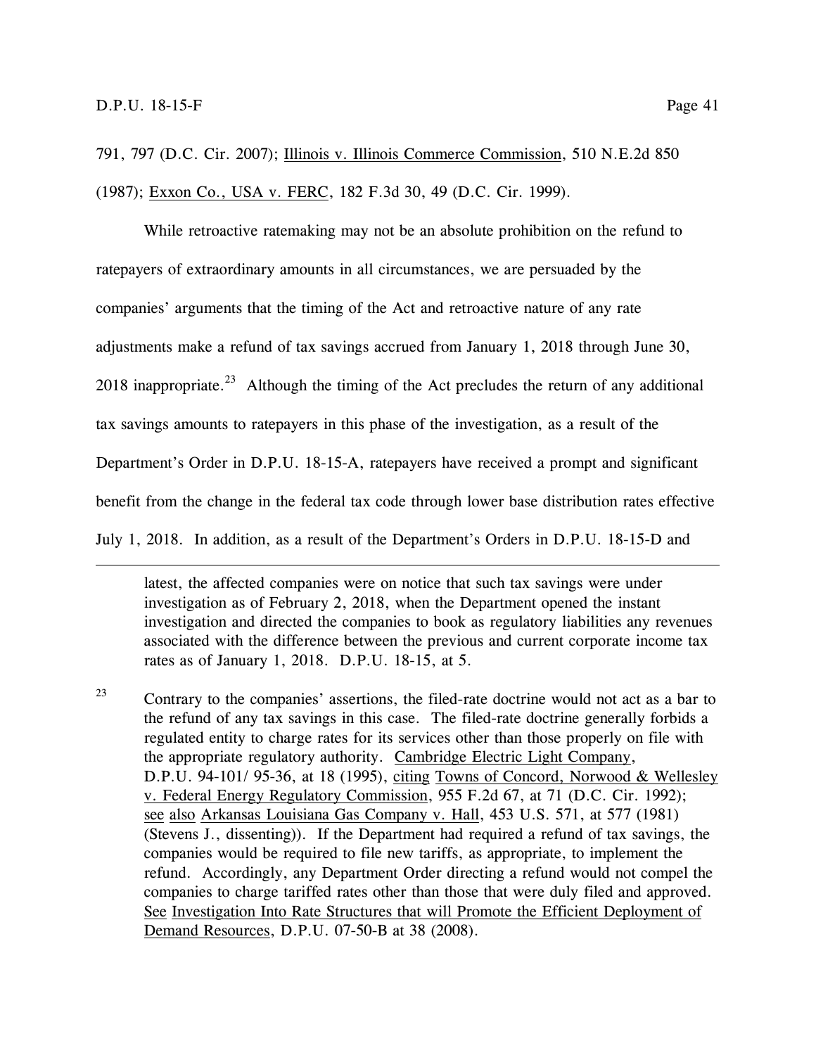791, 797 (D.C. Cir. 2007); Illinois v. Illinois Commerce Commission, 510 N.E.2d 850 (1987); Exxon Co., USA v. FERC, 182 F.3d 30, 49 (D.C. Cir. 1999).

While retroactive ratemaking may not be an absolute prohibition on the refund to ratepayers of extraordinary amounts in all circumstances, we are persuaded by the companies' arguments that the timing of the Act and retroactive nature of any rate adjustments make a refund of tax savings accrued from January 1, 2018 through June 30, 2018 inappropriate.[23] Although the timing of the Act precludes the return of any additional tax savings amounts to ratepayers in this phase of the investigation, as a result of the Department's Order in D.P.U. 18-15-A, ratepayers have received a prompt and significant benefit from the change in the federal tax code through lower base distribution rates effective July 1, 2018. In addition, as a result of the Department's Orders in D.P.U. 18-15-D and

---

latest, the affected companies were on notice that such tax savings were under investigation as of February 2, 2018, when the Department opened the instant investigation and directed the companies to book as regulatory liabilities any revenues associated with the difference between the previous and current corporate income tax rates as of January 1, 2018. D.P.U. 18-15, at 5.

[23] Contrary to the companies' assertions, the filed-rate doctrine would not act as a bar to the refund of any tax savings in this case. The filed-rate doctrine generally forbids a regulated entity to charge rates for its services other than those properly on file with the appropriate regulatory authority. Cambridge Electric Light Company, D.P.U. 94-101/ 95-36, at 18 (1995), citing Towns of Concord, Norwood & Wellesley v. Federal Energy Regulatory Commission, 955 F.2d 67, at 71 (D.C. Cir. 1992); see also Arkansas Louisiana Gas Company v. Hall, 453 U.S. 571, at 577 (1981) (Stevens J., dissenting)). If the Department had required a refund of tax savings, the companies would be required to file new tariffs, as appropriate, to implement the refund. Accordingly, any Department Order directing a refund would not compel the companies to charge tariffed rates other than those that were duly filed and approved. See Investigation Into Rate Structures that will Promote the Efficient Deployment of Demand Resources, D.P.U. 07-50-B at 38 (2008).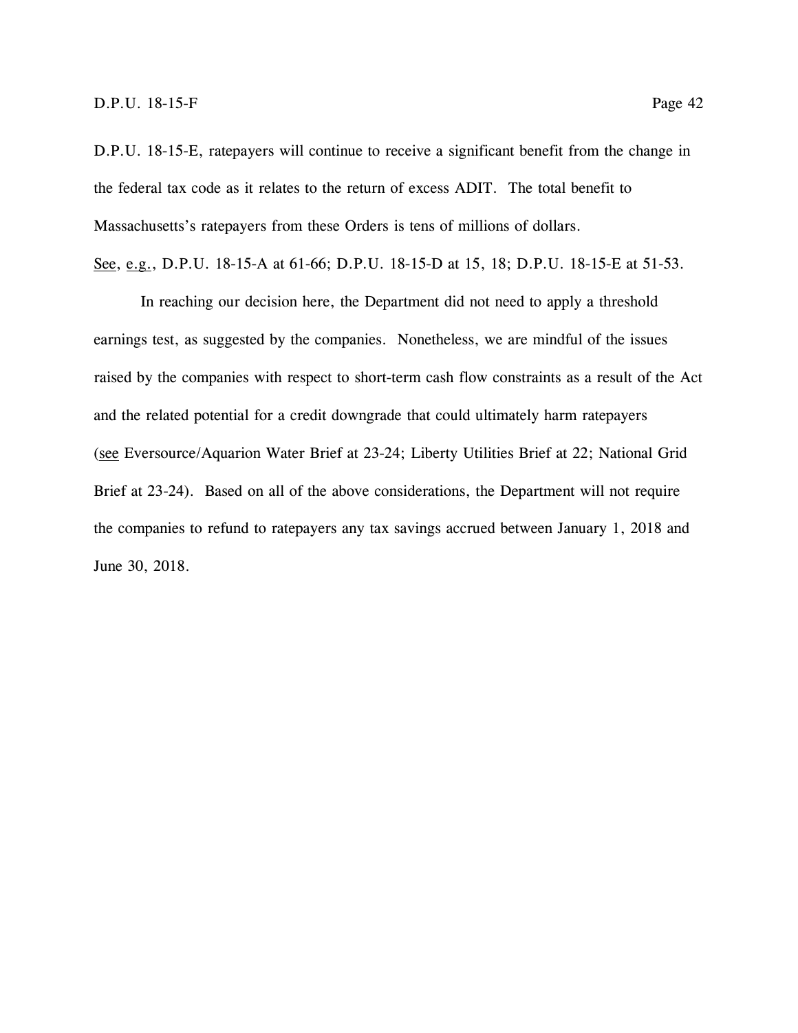D.P.U. 18-15-E, ratepayers will continue to receive a significant benefit from the change in the federal tax code as it relates to the return of excess ADIT. The total benefit to Massachusetts's ratepayers from these Orders is tens of millions of dollars. See, e.g., D.P.U. 18-15-A at 61-66; D.P.U. 18-15-D at 15, 18; D.P.U. 18-15-E at 51-53.

In reaching our decision here, the Department did not need to apply a threshold earnings test, as suggested by the companies. Nonetheless, we are mindful of the issues raised by the companies with respect to short-term cash flow constraints as a result of the Act and the related potential for a credit downgrade that could ultimately harm ratepayers (see Eversource/Aquarion Water Brief at 23-24; Liberty Utilities Brief at 22; National Grid Brief at 23-24). Based on all of the above considerations, the Department will not require the companies to refund to ratepayers any tax savings accrued between January 1, 2018 and June 30, 2018.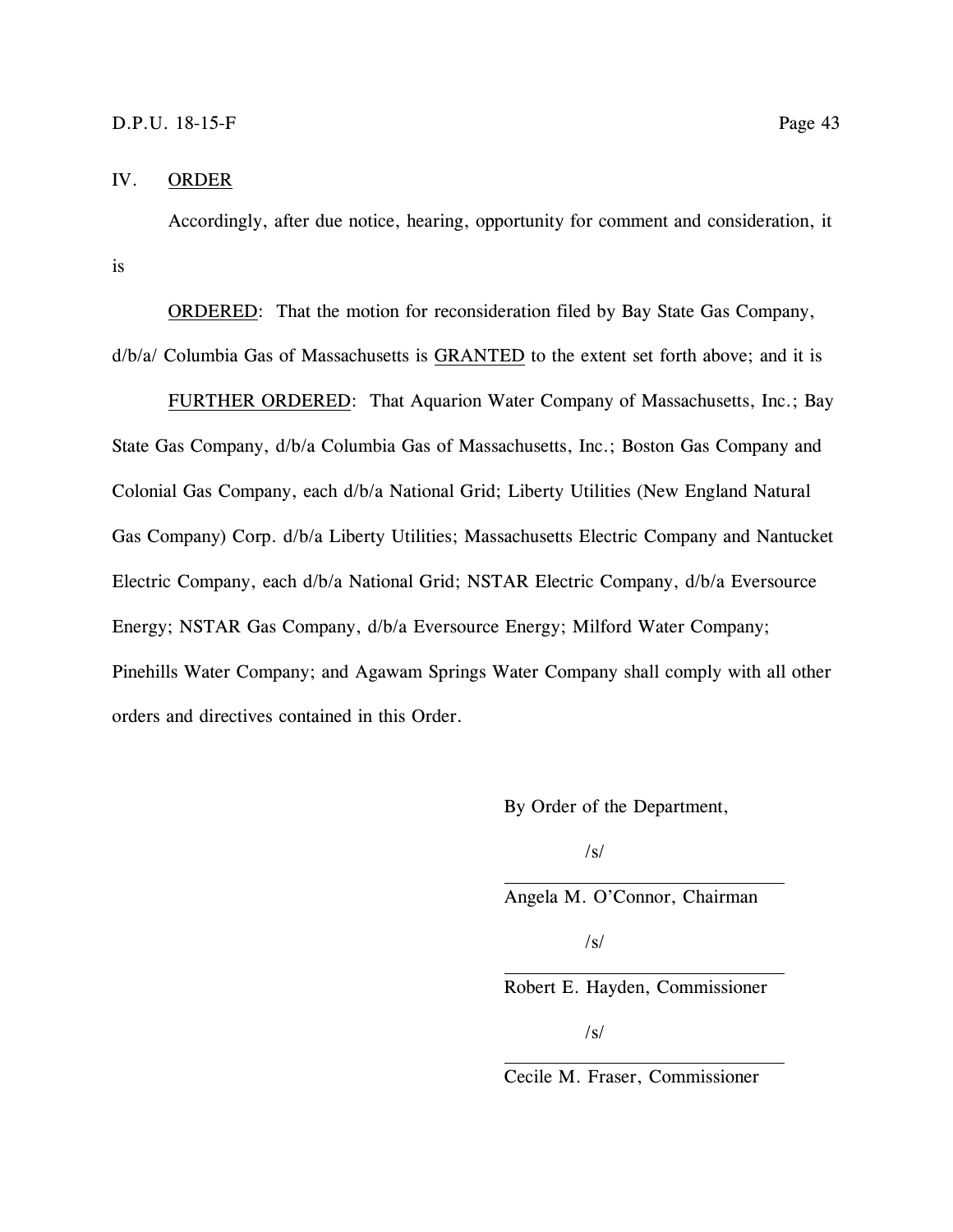## IV. ORDER

Accordingly, after due notice, hearing, opportunity for comment and consideration, it is

ORDERED: That the motion for reconsideration filed by Bay State Gas Company, d/b/a/ Columbia Gas of Massachusetts is GRANTED to the extent set forth above; and it is

FURTHER ORDERED: That Aquarion Water Company of Massachusetts, Inc.; Bay State Gas Company, d/b/a Columbia Gas of Massachusetts, Inc.; Boston Gas Company and Colonial Gas Company, each d/b/a National Grid; Liberty Utilities (New England Natural Gas Company) Corp. d/b/a Liberty Utilities; Massachusetts Electric Company and Nantucket Electric Company, each d/b/a National Grid; NSTAR Electric Company, d/b/a Eversource Energy; NSTAR Gas Company, d/b/a Eversource Energy; Milford Water Company; Pinehills Water Company; and Agawam Springs Water Company shall comply with all other orders and directives contained in this Order.

By Order of the Department,

/s/

Angela M. O'Connor, Chairman

/s/

Robert E. Hayden, Commissioner

/s/

Cecile M. Fraser, Commissioner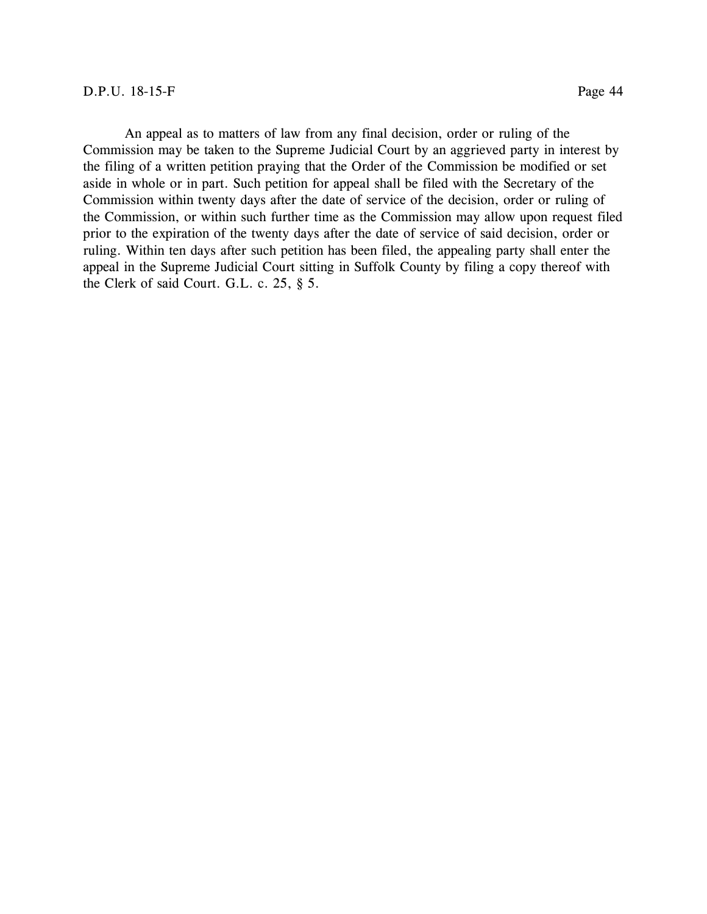An appeal as to matters of law from any final decision, order or ruling of the Commission may be taken to the Supreme Judicial Court by an aggrieved party in interest by the filing of a written petition praying that the Order of the Commission be modified or set aside in whole or in part. Such petition for appeal shall be filed with the Secretary of the Commission within twenty days after the date of service of the decision, order or ruling of the Commission, or within such further time as the Commission may allow upon request filed prior to the expiration of the twenty days after the date of service of said decision, order or ruling. Within ten days after such petition has been filed, the appealing party shall enter the appeal in the Supreme Judicial Court sitting in Suffolk County by filing a copy thereof with the Clerk of said Court. G.L. c. 25, § 5.